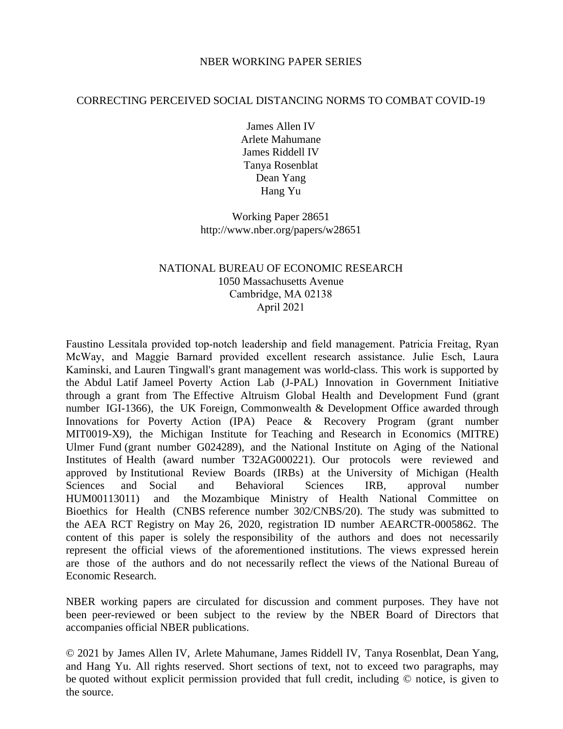NBER WORKING PAPER SERIES

# CORRECTING PERCEIVED SOCIAL DISTANCING NORMS TO COMBAT COVID-19

James Allen IV
Arlete Mahumane
James Riddell IV
Tanya Rosenblat
Dean Yang
Hang Yu

Working Paper 28651
http://www.nber.org/papers/w28651

NATIONAL BUREAU OF ECONOMIC RESEARCH
1050 Massachusetts Avenue
Cambridge, MA 02138
April 2021

Faustino Lessitala provided top-notch leadership and field management. Patricia Freitag, Ryan McWay, and Maggie Barnard provided excellent research assistance. Julie Esch, Laura Kaminski, and Lauren Tingwall's grant management was world-class. This work is supported by the Abdul Latif Jameel Poverty Action Lab (J-PAL) Innovation in Government Initiative through a grant from The Effective Altruism Global Health and Development Fund (grant number IGI-1366), the UK Foreign, Commonwealth & Development Office awarded through Innovations for Poverty Action (IPA) Peace & Recovery Program (grant number MIT0019-X9), the Michigan Institute for Teaching and Research in Economics (MITRE) Ulmer Fund (grant number G024289), and the National Institute on Aging of the National Institutes of Health (award number T32AG000221). Our protocols were reviewed and approved by Institutional Review Boards (IRBs) at the University of Michigan (Health Sciences and Social and Behavioral Sciences IRB, approval number HUM00113011) and the Mozambique Ministry of Health National Committee on Bioethics for Health (CNBS reference number 302/CNBS/20). The study was submitted to the AEA RCT Registry on May 26, 2020, registration ID number AEARCTR-0005862. The content of this paper is solely the responsibility of the authors and does not necessarily represent the official views of the aforementioned institutions. The views expressed herein are those of the authors and do not necessarily reflect the views of the National Bureau of Economic Research.

NBER working papers are circulated for discussion and comment purposes. They have not been peer-reviewed or been subject to the review by the NBER Board of Directors that accompanies official NBER publications.

© 2021 by James Allen IV, Arlete Mahumane, James Riddell IV, Tanya Rosenblat, Dean Yang, and Hang Yu. All rights reserved. Short sections of text, not to exceed two paragraphs, may be quoted without explicit permission provided that full credit, including © notice, is given to the source.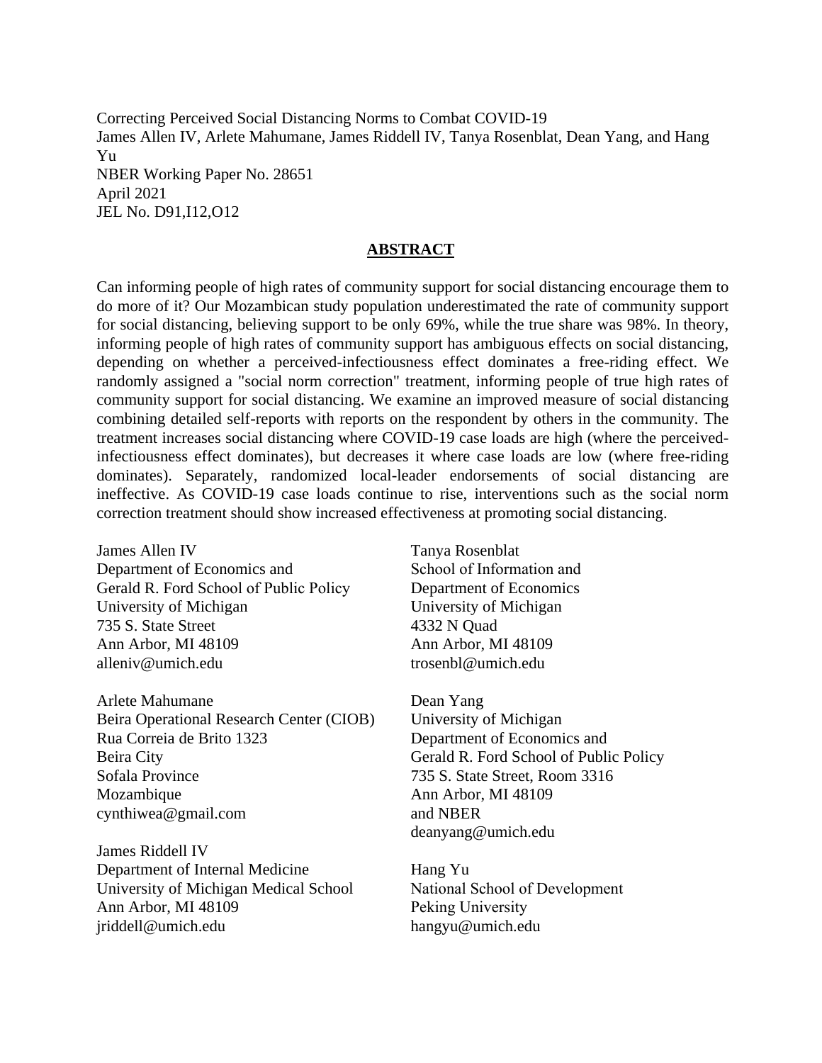Correcting Perceived Social Distancing Norms to Combat COVID-19
James Allen IV, Arlete Mahumane, James Riddell IV, Tanya Rosenblat, Dean Yang, and Hang Yu
NBER Working Paper No. 28651
April 2021
JEL No. D91,I12,O12

## ABSTRACT

Can informing people of high rates of community support for social distancing encourage them to do more of it? Our Mozambican study population underestimated the rate of community support for social distancing, believing support to be only 69%, while the true share was 98%. In theory, informing people of high rates of community support has ambiguous effects on social distancing, depending on whether a perceived-infectiousness effect dominates a free-riding effect. We randomly assigned a "social norm correction" treatment, informing people of true high rates of community support for social distancing. We examine an improved measure of social distancing combining detailed self-reports with reports on the respondent by others in the community. The treatment increases social distancing where COVID-19 case loads are high (where the perceived-infectiousness effect dominates), but decreases it where case loads are low (where free-riding dominates). Separately, randomized local-leader endorsements of social distancing are ineffective. As COVID-19 case loads continue to rise, interventions such as the social norm correction treatment should show increased effectiveness at promoting social distancing.

James Allen IV
Department of Economics and
Gerald R. Ford School of Public Policy
University of Michigan
735 S. State Street
Ann Arbor, MI 48109
alleniv@umich.edu

Arlete Mahumane
Beira Operational Research Center (CIOB)
Rua Correia de Brito 1323
Beira City
Sofala Province
Mozambique
cynthiwea@gmail.com

James Riddell IV
Department of Internal Medicine
University of Michigan Medical School
Ann Arbor, MI 48109
jriddell@umich.edu

Tanya Rosenblat
School of Information and
Department of Economics
University of Michigan
4332 N Quad
Ann Arbor, MI 48109
trosenbl@umich.edu

Dean Yang
University of Michigan
Department of Economics and
Gerald R. Ford School of Public Policy
735 S. State Street, Room 3316
Ann Arbor, MI 48109
and NBER
deanyang@umich.edu

Hang Yu
National School of Development
Peking University
hangyu@umich.edu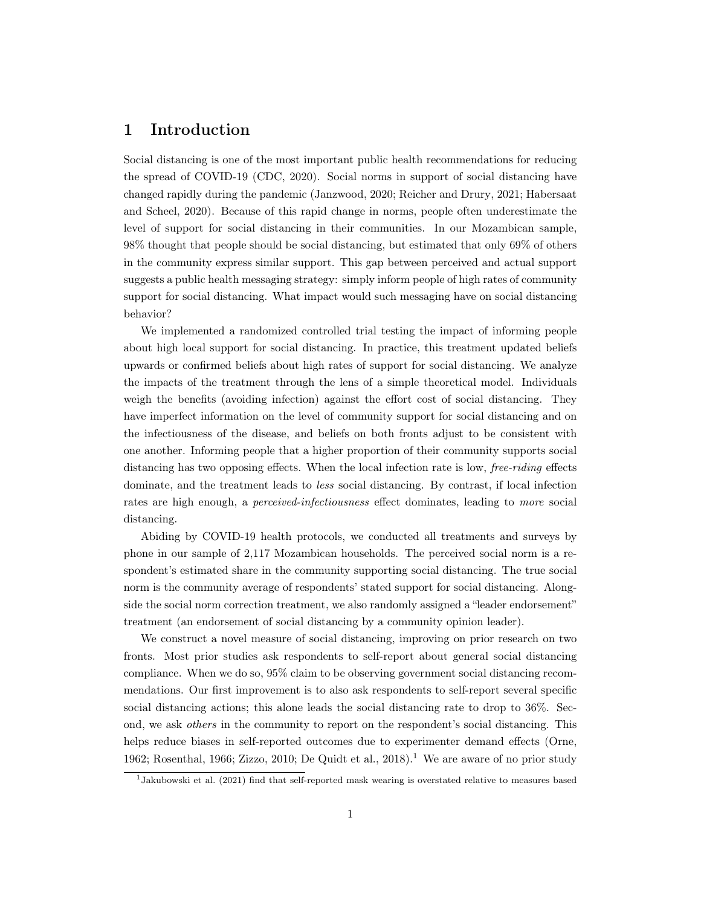# 1 Introduction

Social distancing is one of the most important public health recommendations for reducing the spread of COVID-19 (CDC, 2020). Social norms in support of social distancing have changed rapidly during the pandemic (Janzwood, 2020; Reicher and Drury, 2021; Habersaat and Scheel, 2020). Because of this rapid change in norms, people often underestimate the level of support for social distancing in their communities. In our Mozambican sample, 98% thought that people should be social distancing, but estimated that only 69% of others in the community express similar support. This gap between perceived and actual support suggests a public health messaging strategy: simply inform people of high rates of community support for social distancing. What impact would such messaging have on social distancing behavior?

We implemented a randomized controlled trial testing the impact of informing people about high local support for social distancing. In practice, this treatment updated beliefs upwards or confirmed beliefs about high rates of support for social distancing. We analyze the impacts of the treatment through the lens of a simple theoretical model. Individuals weigh the benefits (avoiding infection) against the effort cost of social distancing. They have imperfect information on the level of community support for social distancing and on the infectiousness of the disease, and beliefs on both fronts adjust to be consistent with one another. Informing people that a higher proportion of their community supports social distancing has two opposing effects. When the local infection rate is low, *free-riding* effects dominate, and the treatment leads to *less* social distancing. By contrast, if local infection rates are high enough, a *perceived-infectiousness* effect dominates, leading to *more* social distancing.

Abiding by COVID-19 health protocols, we conducted all treatments and surveys by phone in our sample of 2,117 Mozambican households. The perceived social norm is a respondent's estimated share in the community supporting social distancing. The true social norm is the community average of respondents' stated support for social distancing. Alongside the social norm correction treatment, we also randomly assigned a "leader endorsement" treatment (an endorsement of social distancing by a community opinion leader).

We construct a novel measure of social distancing, improving on prior research on two fronts. Most prior studies ask respondents to self-report about general social distancing compliance. When we do so, 95% claim to be observing government social distancing recommendations. Our first improvement is to also ask respondents to self-report several specific social distancing actions; this alone leads the social distancing rate to drop to 36%. Second, we ask *others* in the community to report on the respondent's social distancing. This helps reduce biases in self-reported outcomes due to experimenter demand effects (Orne, 1962; Rosenthal, 1966; Zizzo, 2010; De Quidt et al., 2018).[1] We are aware of no prior study

[1] Jakubowski et al. (2021) find that self-reported mask wearing is overstated relative to measures based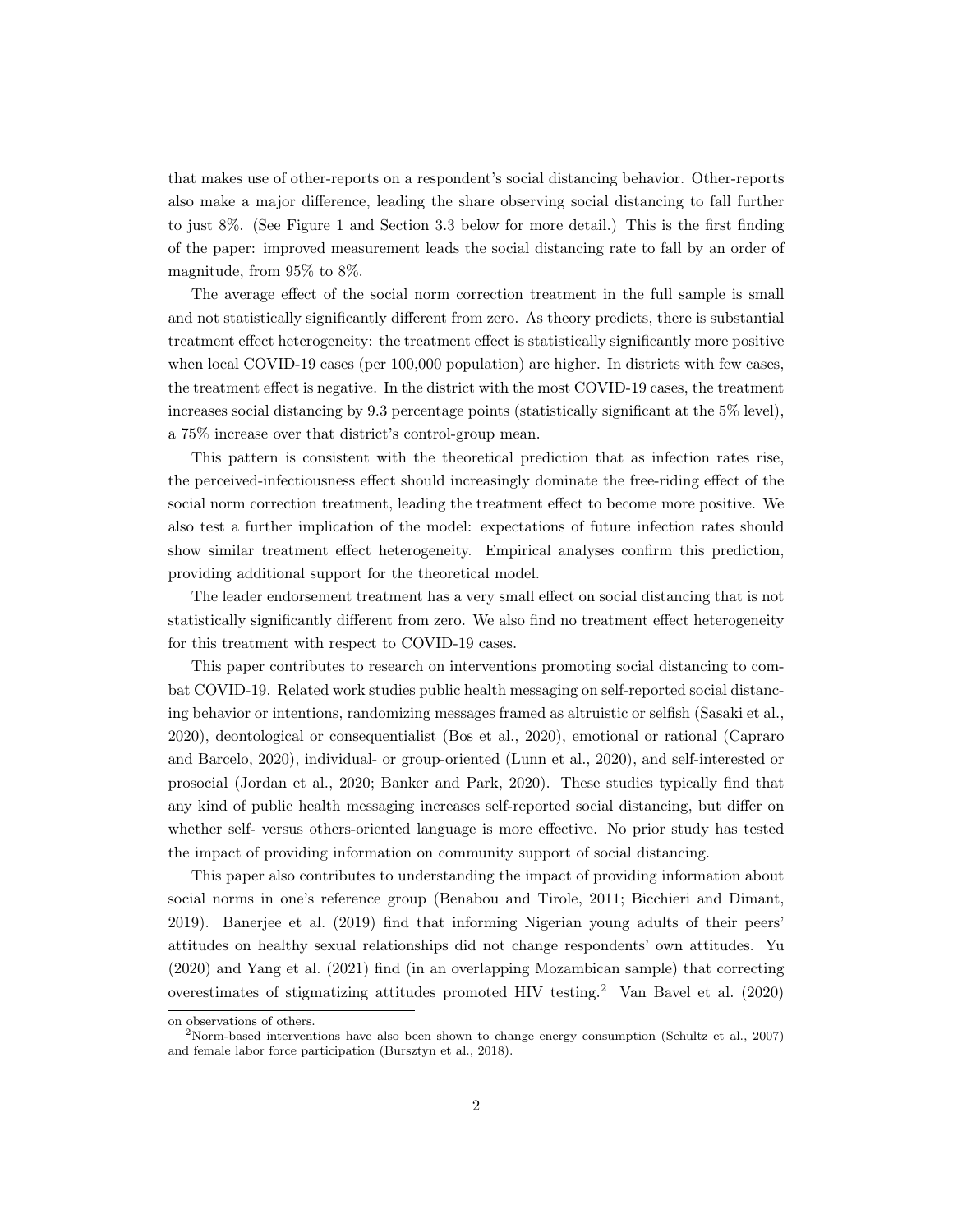that makes use of other-reports on a respondent's social distancing behavior. Other-reports also make a major difference, leading the share observing social distancing to fall further to just 8%. (See Figure 1 and Section 3.3 below for more detail.) This is the first finding of the paper: improved measurement leads the social distancing rate to fall by an order of magnitude, from 95% to 8%.

The average effect of the social norm correction treatment in the full sample is small and not statistically significantly different from zero. As theory predicts, there is substantial treatment effect heterogeneity: the treatment effect is statistically significantly more positive when local COVID-19 cases (per 100,000 population) are higher. In districts with few cases, the treatment effect is negative. In the district with the most COVID-19 cases, the treatment increases social distancing by 9.3 percentage points (statistically significant at the 5% level), a 75% increase over that district's control-group mean.

This pattern is consistent with the theoretical prediction that as infection rates rise, the perceived-infectiousness effect should increasingly dominate the free-riding effect of the social norm correction treatment, leading the treatment effect to become more positive. We also test a further implication of the model: expectations of future infection rates should show similar treatment effect heterogeneity. Empirical analyses confirm this prediction, providing additional support for the theoretical model.

The leader endorsement treatment has a very small effect on social distancing that is not statistically significantly different from zero. We also find no treatment effect heterogeneity for this treatment with respect to COVID-19 cases.

This paper contributes to research on interventions promoting social distancing to combat COVID-19. Related work studies public health messaging on self-reported social distancing behavior or intentions, randomizing messages framed as altruistic or selfish (Sasaki et al., 2020), deontological or consequentialist (Bos et al., 2020), emotional or rational (Capraro and Barcelo, 2020), individual- or group-oriented (Lunn et al., 2020), and self-interested or prosocial (Jordan et al., 2020; Banker and Park, 2020). These studies typically find that any kind of public health messaging increases self-reported social distancing, but differ on whether self- versus others-oriented language is more effective. No prior study has tested the impact of providing information on community support of social distancing.

This paper also contributes to understanding the impact of providing information about social norms in one's reference group (Benabou and Tirole, 2011; Bicchieri and Dimant, 2019). Banerjee et al. (2019) find that informing Nigerian young adults of their peers' attitudes on healthy sexual relationships did not change respondents' own attitudes. Yu (2020) and Yang et al. (2021) find (in an overlapping Mozambican sample) that correcting overestimates of stigmatizing attitudes promoted HIV testing.[2] Van Bavel et al. (2020)

on observations of others.

[2] Norm-based interventions have also been shown to change energy consumption (Schultz et al., 2007) and female labor force participation (Bursztyn et al., 2018).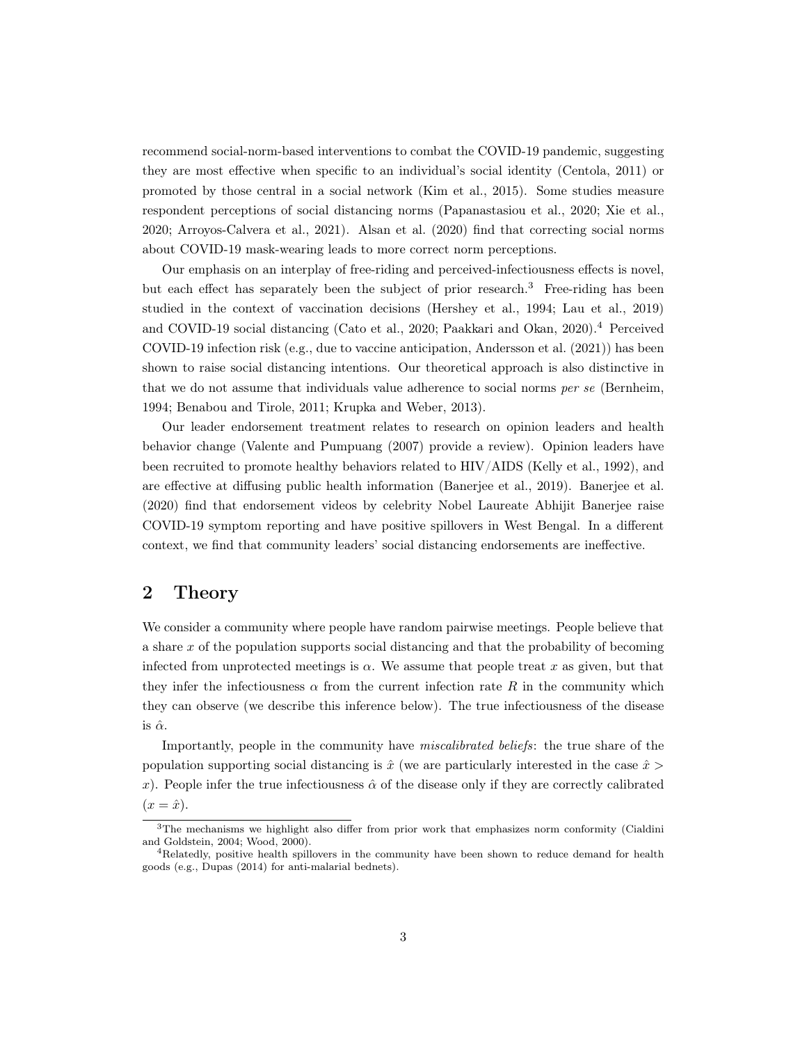recommend social-norm-based interventions to combat the COVID-19 pandemic, suggesting they are most effective when specific to an individual's social identity (Centola, 2011) or promoted by those central in a social network (Kim et al., 2015). Some studies measure respondent perceptions of social distancing norms (Papanastasiou et al., 2020; Xie et al., 2020; Arroyos-Calvera et al., 2021). Alsan et al. (2020) find that correcting social norms about COVID-19 mask-wearing leads to more correct norm perceptions.

Our emphasis on an interplay of free-riding and perceived-infectiousness effects is novel, but each effect has separately been the subject of prior research.[3] Free-riding has been studied in the context of vaccination decisions (Hershey et al., 1994; Lau et al., 2019) and COVID-19 social distancing (Cato et al., 2020; Paakkari and Okan, 2020).[4] Perceived COVID-19 infection risk (e.g., due to vaccine anticipation, Andersson et al. (2021)) has been shown to raise social distancing intentions. Our theoretical approach is also distinctive in that we do not assume that individuals value adherence to social norms *per se* (Bernheim, 1994; Benabou and Tirole, 2011; Krupka and Weber, 2013).

Our leader endorsement treatment relates to research on opinion leaders and health behavior change (Valente and Pumpuang (2007) provide a review). Opinion leaders have been recruited to promote healthy behaviors related to HIV/AIDS (Kelly et al., 1992), and are effective at diffusing public health information (Banerjee et al., 2019). Banerjee et al. (2020) find that endorsement videos by celebrity Nobel Laureate Abhijit Banerjee raise COVID-19 symptom reporting and have positive spillovers in West Bengal. In a different context, we find that community leaders' social distancing endorsements are ineffective.

## 2 Theory

We consider a community where people have random pairwise meetings. People believe that a share $x$ of the population supports social distancing and that the probability of becoming infected from unprotected meetings is $\alpha$. We assume that people treat $x$ as given, but that they infer the infectiousness $\alpha$ from the current infection rate $R$ in the community which they can observe (we describe this inference below). The true infectiousness of the disease is $\hat{\alpha}$.

Importantly, people in the community have *miscalibrated beliefs*: the true share of the population supporting social distancing is $\hat{x}$ (we are particularly interested in the case $\hat{x} > x$). People infer the true infectiousness $\hat{\alpha}$ of the disease only if they are correctly calibrated ($x = \hat{x}$).

[3] The mechanisms we highlight also differ from prior work that emphasizes norm conformity (Cialdini and Goldstein, 2004; Wood, 2000).

[4] Relatedly, positive health spillovers in the community have been shown to reduce demand for health goods (e.g., Dupas (2014) for anti-malarial bednets).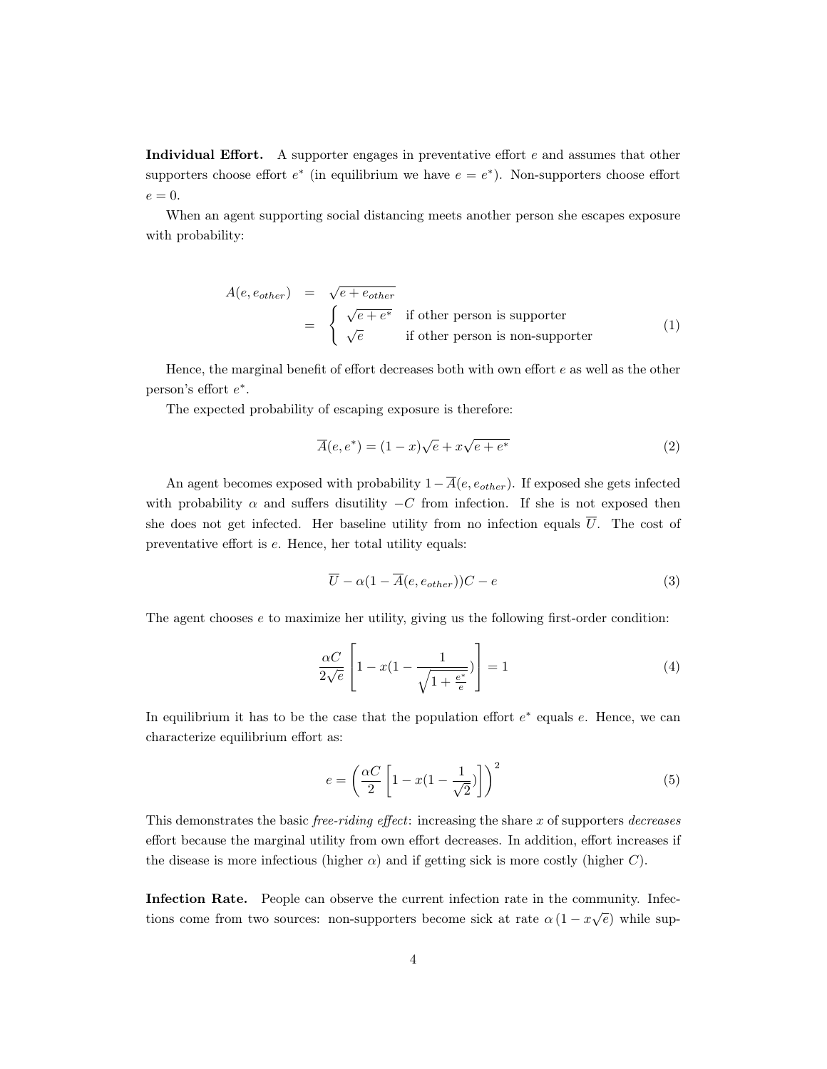**Individual Effort.** A supporter engages in preventative effort $e$ and assumes that other supporters choose effort $e^*$ (in equilibrium we have $e = e^*$). Non-supporters choose effort $e = 0$.

When an agent supporting social distancing meets another person she escapes exposure with probability:

$$
\begin{aligned}
A(e, e_{other}) &= \sqrt{e + e_{other}} \\
&= \begin{cases} \sqrt{e + e^*} & \text{if other person is supporter} \\ \sqrt{e} & \text{if other person is non-supporter} \end{cases}
\end{aligned}
\tag{1}
$$

Hence, the marginal benefit of effort decreases both with own effort $e$ as well as the other person's effort $e^*$.

The expected probability of escaping exposure is therefore:

$$
\overline{A}(e, e^*) = (1 - x)\sqrt{e} + x\sqrt{e + e^*} \tag{2}
$$

An agent becomes exposed with probability $1 - \overline{A}(e, e_{other})$. If exposed she gets infected with probability $\alpha$ and suffers disutility $-C$ from infection. If she is not exposed then she does not get infected. Her baseline utility from no infection equals $\overline{U}$. The cost of preventative effort is $e$. Hence, her total utility equals:

$$
\overline{U} - \alpha(1 - \overline{A}(e, e_{other}))C - e \tag{3}
$$

The agent chooses $e$ to maximize her utility, giving us the following first-order condition:

$$
\frac{\alpha C}{2\sqrt{e}} \left[ 1 - x\left(1 - \frac{1}{\sqrt{1 + \frac{e^*}{e}}}\right) \right] = 1 \tag{4}
$$

In equilibrium it has to be the case that the population effort $e^*$ equals $e$. Hence, we can characterize equilibrium effort as:

$$
e = \left( \frac{\alpha C}{2} \left[ 1 - x\left(1 - \frac{1}{\sqrt{2}}\right) \right] \right)^2 \tag{5}
$$

This demonstrates the basic *free-riding effect*: increasing the share $x$ of supporters *decreases* effort because the marginal utility from own effort decreases. In addition, effort increases if the disease is more infectious (higher $\alpha$) and if getting sick is more costly (higher $C$).

**Infection Rate.** People can observe the current infection rate in the community. Infections come from two sources: non-supporters become sick at rate $\alpha\left(1 - x\sqrt{e}\right)$ while sup-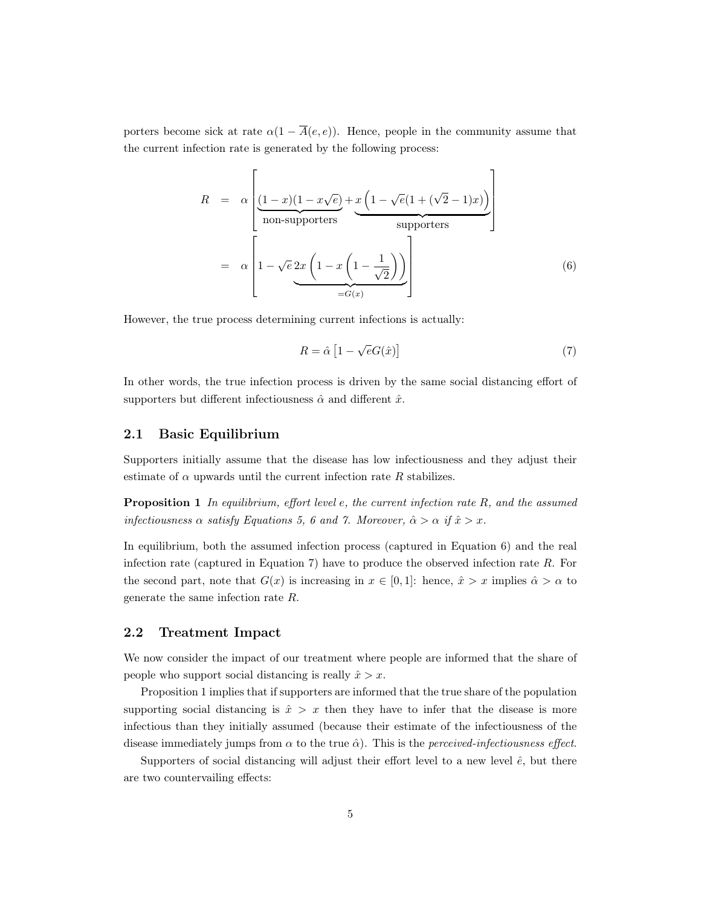porters become sick at rate $\alpha(1 - \overline{A}(e, e))$. Hence, people in the community assume that the current infection rate is generated by the following process:

$$
\begin{aligned}
R &= \alpha \left[ \underbrace{(1-x)(1-x\sqrt{e})}_{\text{non-supporters}} + \underbrace{x\left(1 - \sqrt{e}(1 + (\sqrt{2}-1)x)\right)}_{\text{supporters}} \right] \\
&= \alpha \left[ 1 - \sqrt{e} \underbrace{2x\left(1 - x\left(1 - \frac{1}{\sqrt{2}}\right)\right)}_{=G(x)} \right] \qquad (6)
\end{aligned}
$$

However, the true process determining current infections is actually:

$$
R = \hat{\alpha}\left[1 - \sqrt{e}G(\hat{x})\right] \qquad (7)
$$

In other words, the true infection process is driven by the same social distancing effort of supporters but different infectiousness $\hat{\alpha}$ and different $\hat{x}$.

## 2.1 Basic Equilibrium

Supporters initially assume that the disease has low infectiousness and they adjust their estimate of $\alpha$ upwards until the current infection rate $R$ stabilizes.

**Proposition 1** *In equilibrium, effort level $e$, the current infection rate $R$, and the assumed infectiousness $\alpha$ satisfy Equations 5, 6 and 7. Moreover, $\hat{\alpha} > \alpha$ if $\hat{x} > x$.*

In equilibrium, both the assumed infection process (captured in Equation 6) and the real infection rate (captured in Equation 7) have to produce the observed infection rate $R$. For the second part, note that $G(x)$ is increasing in $x \in [0, 1]$: hence, $\hat{x} > x$ implies $\hat{\alpha} > \alpha$ to generate the same infection rate $R$.

## 2.2 Treatment Impact

We now consider the impact of our treatment where people are informed that the share of people who support social distancing is really $\hat{x} > x$.

Proposition 1 implies that if supporters are informed that the true share of the population supporting social distancing is $\hat{x} > x$ then they have to infer that the disease is more infectious than they initially assumed (because their estimate of the infectiousness of the disease immediately jumps from $\alpha$ to the true $\hat{\alpha}$). This is the *perceived-infectiousness effect*.

Supporters of social distancing will adjust their effort level to a new level $\hat{e}$, but there are two countervailing effects: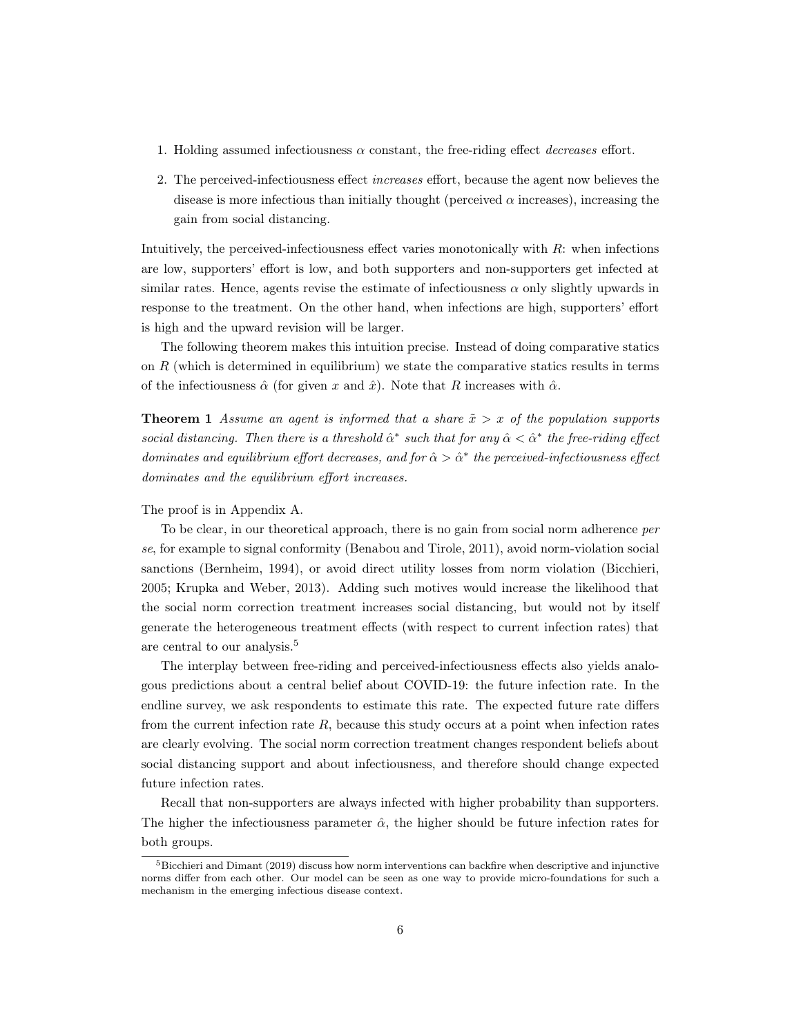1. Holding assumed infectiousness $\alpha$ constant, the free-riding effect *decreases* effort.

2. The perceived-infectiousness effect *increases* effort, because the agent now believes the disease is more infectious than initially thought (perceived $\alpha$ increases), increasing the gain from social distancing.

Intuitively, the perceived-infectiousness effect varies monotonically with $R$: when infections are low, supporters' effort is low, and both supporters and non-supporters get infected at similar rates. Hence, agents revise the estimate of infectiousness $\alpha$ only slightly upwards in response to the treatment. On the other hand, when infections are high, supporters' effort is high and the upward revision will be larger.

The following theorem makes this intuition precise. Instead of doing comparative statics on $R$ (which is determined in equilibrium) we state the comparative statics results in terms of the infectiousness $\hat{\alpha}$ (for given $x$ and $\hat{x}$). Note that $R$ increases with $\hat{\alpha}$.

**Theorem 1** *Assume an agent is informed that a share $\tilde{x} > x$ of the population supports social distancing. Then there is a threshold $\hat{\alpha}^*$ such that for any $\hat{\alpha} < \hat{\alpha}^*$ the free-riding effect dominates and equilibrium effort decreases, and for $\hat{\alpha} > \hat{\alpha}^*$ the perceived-infectiousness effect dominates and the equilibrium effort increases.*

The proof is in Appendix A.

To be clear, in our theoretical approach, there is no gain from social norm adherence *per se*, for example to signal conformity (Benabou and Tirole, 2011), avoid norm-violation social sanctions (Bernheim, 1994), or avoid direct utility losses from norm violation (Bicchieri, 2005; Krupka and Weber, 2013). Adding such motives would increase the likelihood that the social norm correction treatment increases social distancing, but would not by itself generate the heterogeneous treatment effects (with respect to current infection rates) that are central to our analysis.[5]

The interplay between free-riding and perceived-infectiousness effects also yields analogous predictions about a central belief about COVID-19: the future infection rate. In the endline survey, we ask respondents to estimate this rate. The expected future rate differs from the current infection rate $R$, because this study occurs at a point when infection rates are clearly evolving. The social norm correction treatment changes respondent beliefs about social distancing support and about infectiousness, and therefore should change expected future infection rates.

Recall that non-supporters are always infected with higher probability than supporters. The higher the infectiousness parameter $\hat{\alpha}$, the higher should be future infection rates for both groups.

[5] Bicchieri and Dimant (2019) discuss how norm interventions can backfire when descriptive and injunctive norms differ from each other. Our model can be seen as one way to provide micro-foundations for such a mechanism in the emerging infectious disease context.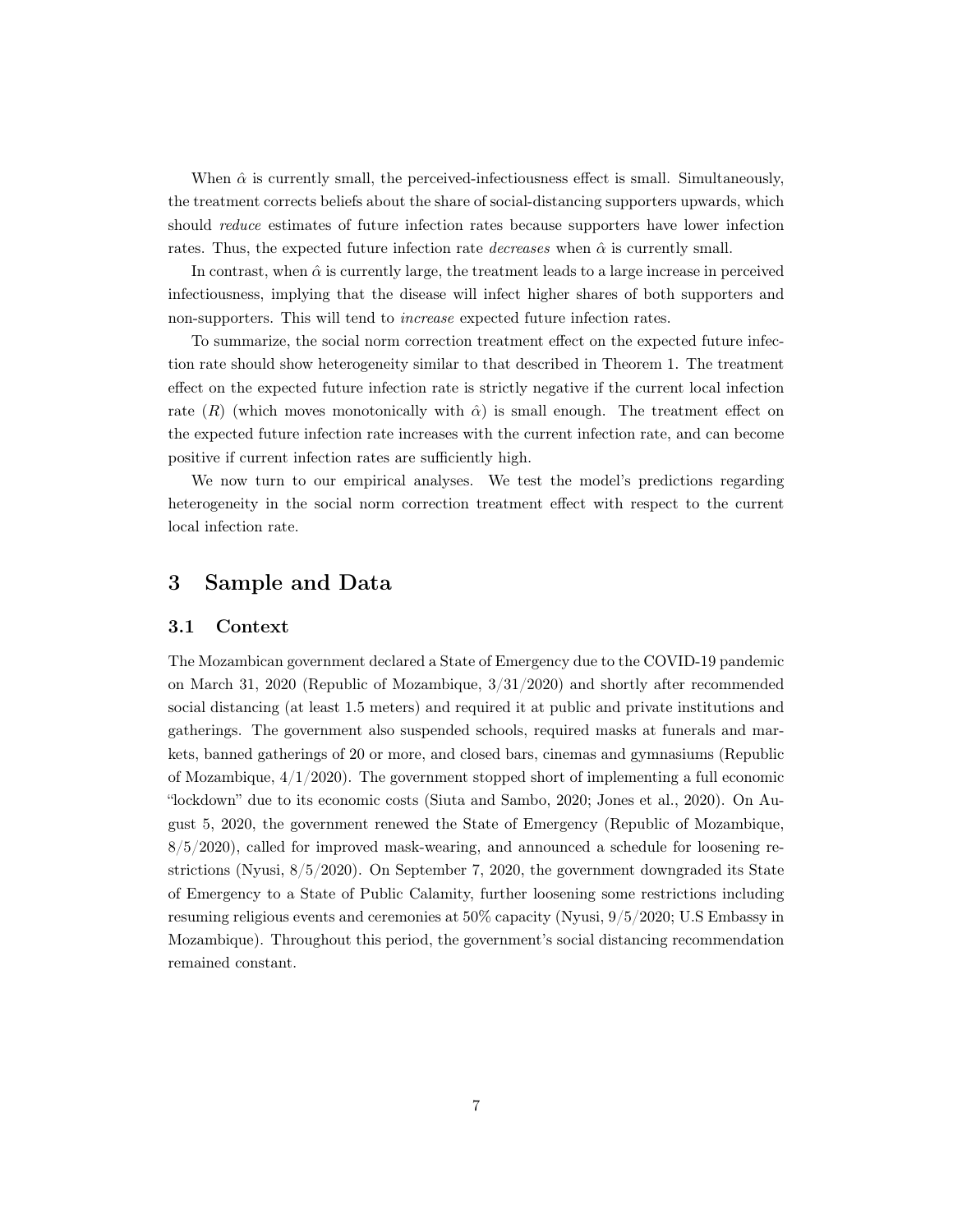When $\hat{\alpha}$ is currently small, the perceived-infectiousness effect is small. Simultaneously, the treatment corrects beliefs about the share of social-distancing supporters upwards, which should *reduce* estimates of future infection rates because supporters have lower infection rates. Thus, the expected future infection rate *decreases* when $\hat{\alpha}$ is currently small.

In contrast, when $\hat{\alpha}$ is currently large, the treatment leads to a large increase in perceived infectiousness, implying that the disease will infect higher shares of both supporters and non-supporters. This will tend to *increase* expected future infection rates.

To summarize, the social norm correction treatment effect on the expected future infection rate should show heterogeneity similar to that described in Theorem 1. The treatment effect on the expected future infection rate is strictly negative if the current local infection rate ($R$) (which moves monotonically with $\hat{\alpha}$) is small enough. The treatment effect on the expected future infection rate increases with the current infection rate, and can become positive if current infection rates are sufficiently high.

We now turn to our empirical analyses. We test the model's predictions regarding heterogeneity in the social norm correction treatment effect with respect to the current local infection rate.

## 3 Sample and Data

### 3.1 Context

The Mozambican government declared a State of Emergency due to the COVID-19 pandemic on March 31, 2020 (Republic of Mozambique, 3/31/2020) and shortly after recommended social distancing (at least 1.5 meters) and required it at public and private institutions and gatherings. The government also suspended schools, required masks at funerals and markets, banned gatherings of 20 or more, and closed bars, cinemas and gymnasiums (Republic of Mozambique, 4/1/2020). The government stopped short of implementing a full economic "lockdown" due to its economic costs (Siuta and Sambo, 2020; Jones et al., 2020). On August 5, 2020, the government renewed the State of Emergency (Republic of Mozambique, 8/5/2020), called for improved mask-wearing, and announced a schedule for loosening restrictions (Nyusi, 8/5/2020). On September 7, 2020, the government downgraded its State of Emergency to a State of Public Calamity, further loosening some restrictions including resuming religious events and ceremonies at 50% capacity (Nyusi, 9/5/2020; U.S Embassy in Mozambique). Throughout this period, the government's social distancing recommendation remained constant.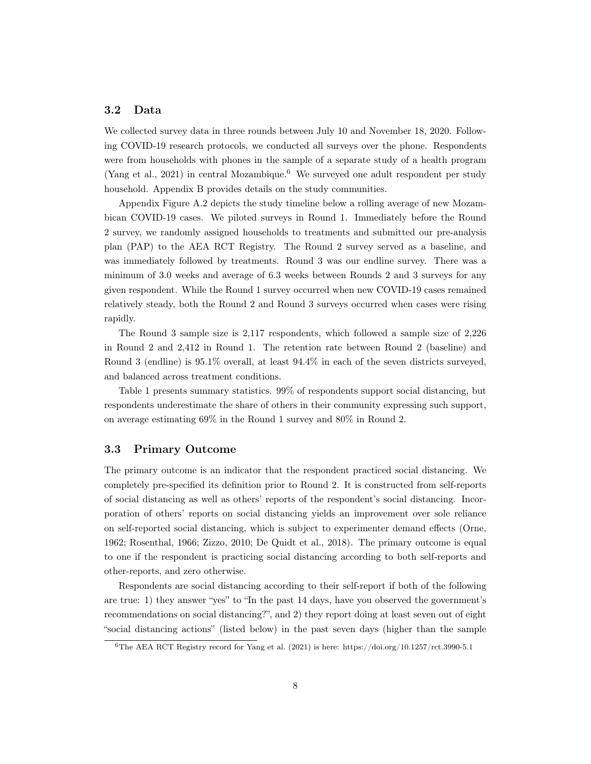### 3.2 Data

We collected survey data in three rounds between July 10 and November 18, 2020. Following COVID-19 research protocols, we conducted all surveys over the phone. Respondents were from households with phones in the sample of a separate study of a health program (Yang et al., 2021) in central Mozambique.[6] We surveyed one adult respondent per study household. Appendix B provides details on the study communities.

Appendix Figure A.2 depicts the study timeline below a rolling average of new Mozambican COVID-19 cases. We piloted surveys in Round 1. Immediately before the Round 2 survey, we randomly assigned households to treatments and submitted our pre-analysis plan (PAP) to the AEA RCT Registry. The Round 2 survey served as a baseline, and was immediately followed by treatments. Round 3 was our endline survey. There was a minimum of 3.0 weeks and average of 6.3 weeks between Rounds 2 and 3 surveys for any given respondent. While the Round 1 survey occurred when new COVID-19 cases remained relatively steady, both the Round 2 and Round 3 surveys occurred when cases were rising rapidly.

The Round 3 sample size is 2,117 respondents, which followed a sample size of 2,226 in Round 2 and 2,412 in Round 1. The retention rate between Round 2 (baseline) and Round 3 (endline) is 95.1% overall, at least 94.4% in each of the seven districts surveyed, and balanced across treatment conditions.

Table 1 presents summary statistics. 99% of respondents support social distancing, but respondents underestimate the share of others in their community expressing such support, on average estimating 69% in the Round 1 survey and 80% in Round 2.

### 3.3 Primary Outcome

The primary outcome is an indicator that the respondent practiced social distancing. We completely pre-specified its definition prior to Round 2. It is constructed from self-reports of social distancing as well as others' reports of the respondent's social distancing. Incorporation of others' reports on social distancing yields an improvement over sole reliance on self-reported social distancing, which is subject to experimenter demand effects (Orne, 1962; Rosenthal, 1966; Zizzo, 2010; De Quidt et al., 2018). The primary outcome is equal to one if the respondent is practicing social distancing according to both self-reports and other-reports, and zero otherwise.

Respondents are social distancing according to their self-report if both of the following are true: 1) they answer "yes" to "In the past 14 days, have you observed the government's recommendations on social distancing?", and 2) they report doing at least seven out of eight "social distancing actions" (listed below) in the past seven days (higher than the sample

[6] The AEA RCT Registry record for Yang et al. (2021) is here: https://doi.org/10.1257/rct.3990-5.1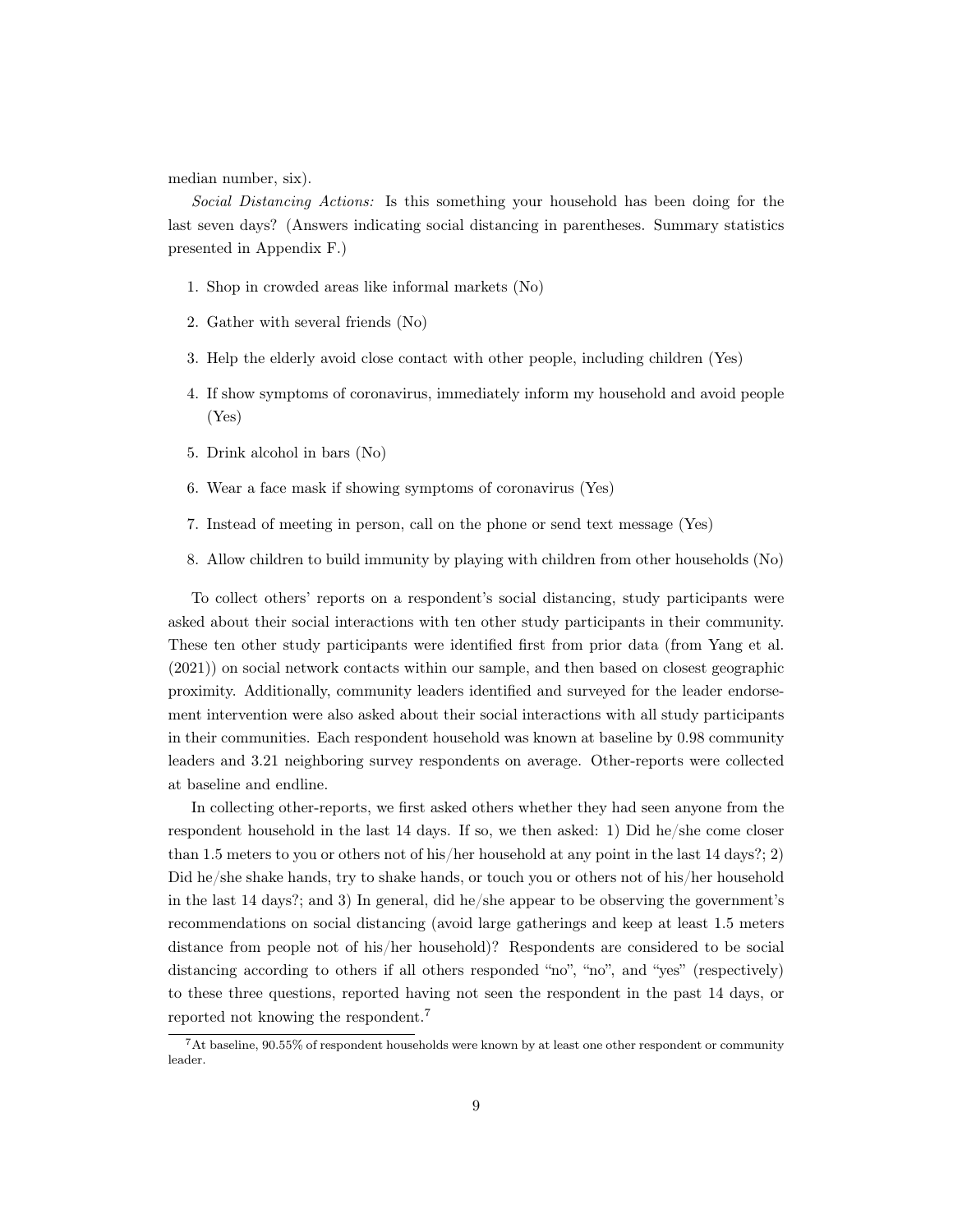median number, six).

*Social Distancing Actions:* Is this something your household has been doing for the last seven days? (Answers indicating social distancing in parentheses. Summary statistics presented in Appendix F.)

1. Shop in crowded areas like informal markets (No)
2. Gather with several friends (No)
3. Help the elderly avoid close contact with other people, including children (Yes)
4. If show symptoms of coronavirus, immediately inform my household and avoid people (Yes)
5. Drink alcohol in bars (No)
6. Wear a face mask if showing symptoms of coronavirus (Yes)
7. Instead of meeting in person, call on the phone or send text message (Yes)
8. Allow children to build immunity by playing with children from other households (No)

To collect others' reports on a respondent's social distancing, study participants were asked about their social interactions with ten other study participants in their community. These ten other study participants were identified first from prior data (from Yang et al. (2021)) on social network contacts within our sample, and then based on closest geographic proximity. Additionally, community leaders identified and surveyed for the leader endorsement intervention were also asked about their social interactions with all study participants in their communities. Each respondent household was known at baseline by 0.98 community leaders and 3.21 neighboring survey respondents on average. Other-reports were collected at baseline and endline.

In collecting other-reports, we first asked others whether they had seen anyone from the respondent household in the last 14 days. If so, we then asked: 1) Did he/she come closer than 1.5 meters to you or others not of his/her household at any point in the last 14 days?; 2) Did he/she shake hands, try to shake hands, or touch you or others not of his/her household in the last 14 days?; and 3) In general, did he/she appear to be observing the government's recommendations on social distancing (avoid large gatherings and keep at least 1.5 meters distance from people not of his/her household)? Respondents are considered to be social distancing according to others if all others responded "no", "no", and "yes" (respectively) to these three questions, reported having not seen the respondent in the past 14 days, or reported not knowing the respondent.[7]

[7] At baseline, 90.55% of respondent households were known by at least one other respondent or community leader.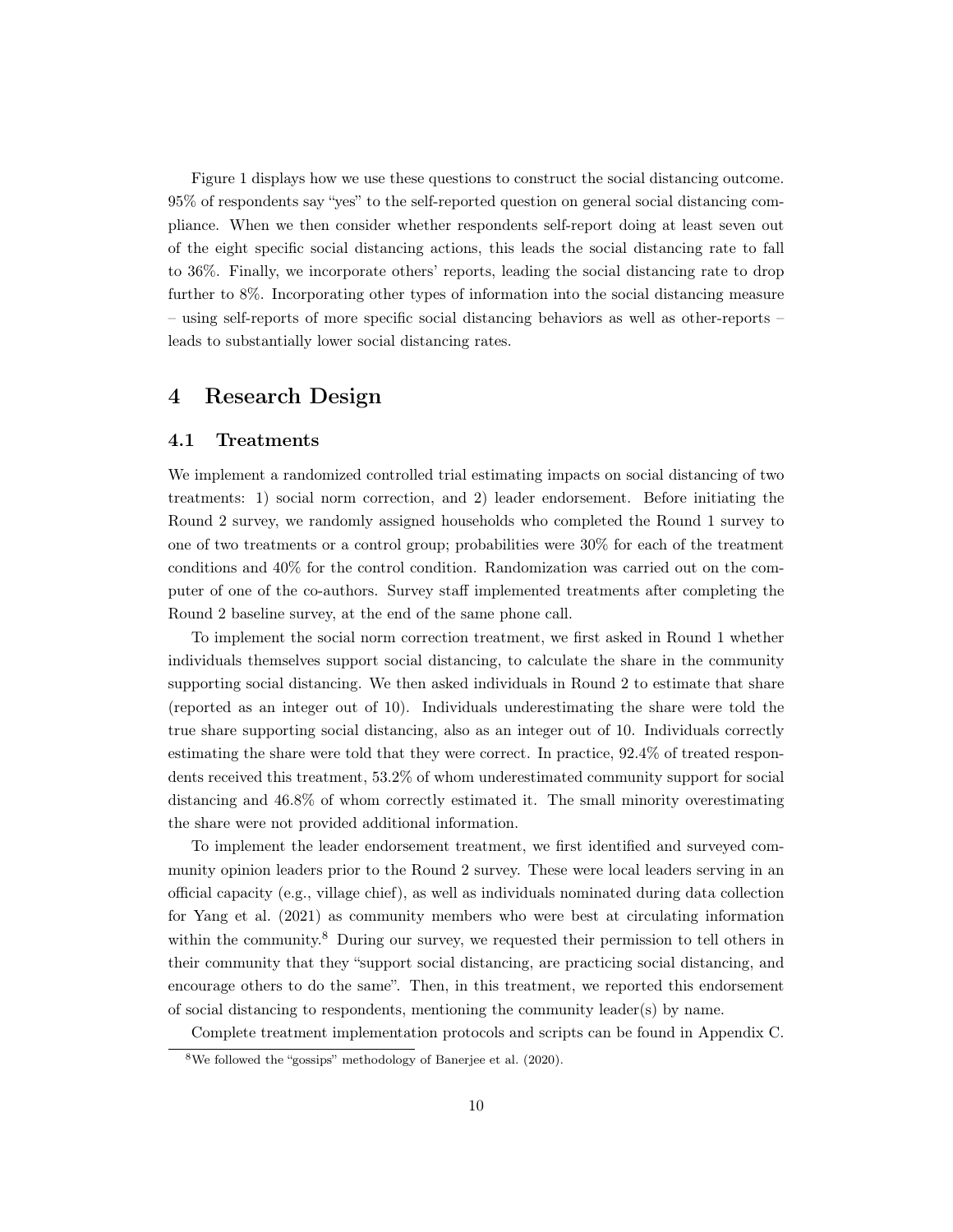Figure 1 displays how we use these questions to construct the social distancing outcome. 95% of respondents say "yes" to the self-reported question on general social distancing compliance. When we then consider whether respondents self-report doing at least seven out of the eight specific social distancing actions, this leads the social distancing rate to fall to 36%. Finally, we incorporate others' reports, leading the social distancing rate to drop further to 8%. Incorporating other types of information into the social distancing measure – using self-reports of more specific social distancing behaviors as well as other-reports – leads to substantially lower social distancing rates.

# 4 Research Design

## 4.1 Treatments

We implement a randomized controlled trial estimating impacts on social distancing of two treatments: 1) social norm correction, and 2) leader endorsement. Before initiating the Round 2 survey, we randomly assigned households who completed the Round 1 survey to one of two treatments or a control group; probabilities were 30% for each of the treatment conditions and 40% for the control condition. Randomization was carried out on the computer of one of the co-authors. Survey staff implemented treatments after completing the Round 2 baseline survey, at the end of the same phone call.

To implement the social norm correction treatment, we first asked in Round 1 whether individuals themselves support social distancing, to calculate the share in the community supporting social distancing. We then asked individuals in Round 2 to estimate that share (reported as an integer out of 10). Individuals underestimating the share were told the true share supporting social distancing, also as an integer out of 10. Individuals correctly estimating the share were told that they were correct. In practice, 92.4% of treated respondents received this treatment, 53.2% of whom underestimated community support for social distancing and 46.8% of whom correctly estimated it. The small minority overestimating the share were not provided additional information.

To implement the leader endorsement treatment, we first identified and surveyed community opinion leaders prior to the Round 2 survey. These were local leaders serving in an official capacity (e.g., village chief), as well as individuals nominated during data collection for Yang et al. (2021) as community members who were best at circulating information within the community.[8] During our survey, we requested their permission to tell others in their community that they "support social distancing, are practicing social distancing, and encourage others to do the same". Then, in this treatment, we reported this endorsement of social distancing to respondents, mentioning the community leader(s) by name.

Complete treatment implementation protocols and scripts can be found in Appendix C.

[8] We followed the "gossips" methodology of Banerjee et al. (2020).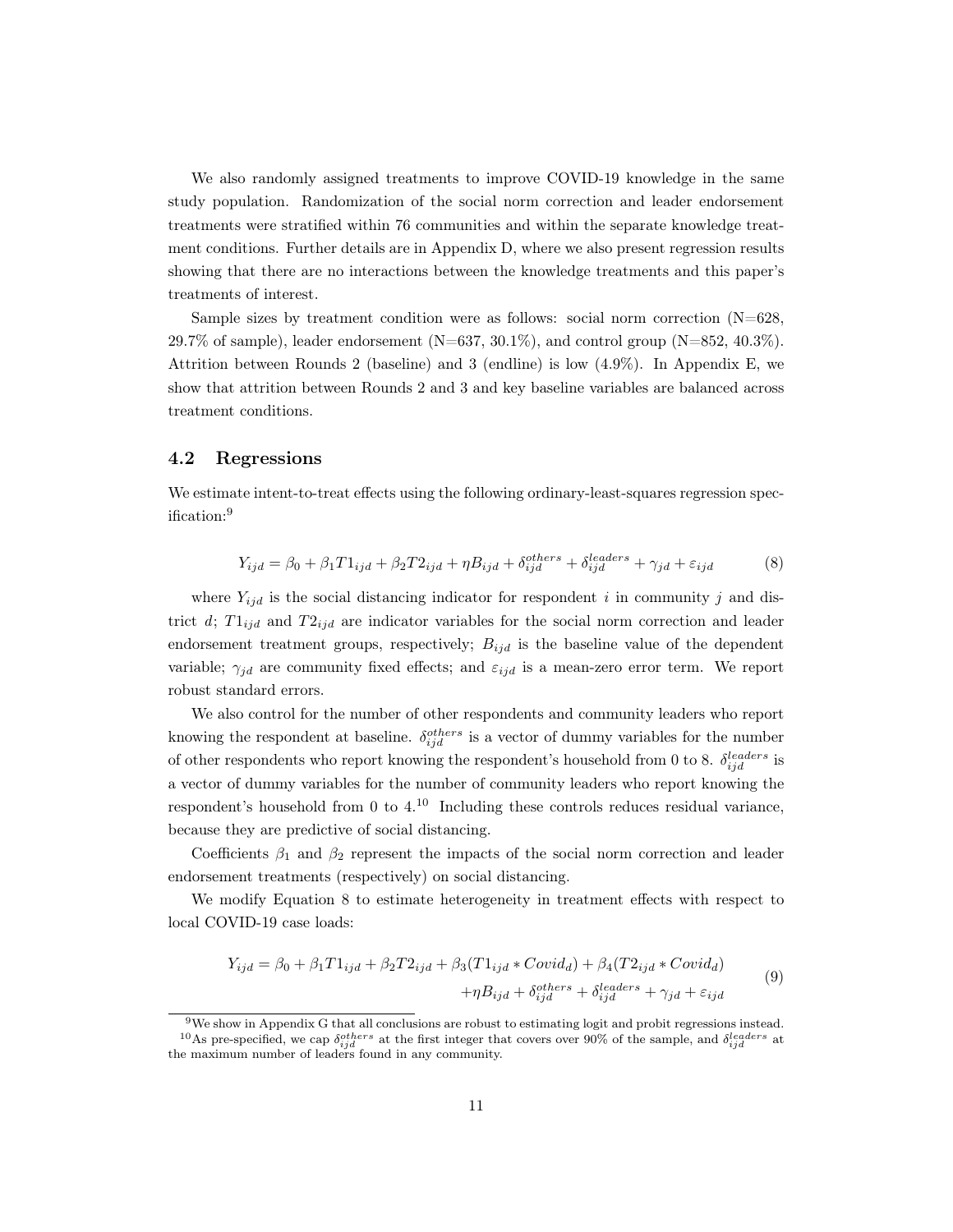We also randomly assigned treatments to improve COVID-19 knowledge in the same study population. Randomization of the social norm correction and leader endorsement treatments were stratified within 76 communities and within the separate knowledge treatment conditions. Further details are in Appendix D, where we also present regression results showing that there are no interactions between the knowledge treatments and this paper's treatments of interest.

Sample sizes by treatment condition were as follows: social norm correction (N=628, 29.7% of sample), leader endorsement (N=637, 30.1%), and control group (N=852, 40.3%). Attrition between Rounds 2 (baseline) and 3 (endline) is low (4.9%). In Appendix E, we show that attrition between Rounds 2 and 3 and key baseline variables are balanced across treatment conditions.

## 4.2 Regressions

We estimate intent-to-treat effects using the following ordinary-least-squares regression specification:[9]

$$Y_{ijd} = \beta_0 + \beta_1 T1_{ijd} + \beta_2 T2_{ijd} + \eta B_{ijd} + \delta_{ijd}^{others} + \delta_{ijd}^{leaders} + \gamma_{jd} + \varepsilon_{ijd} \tag{8}$$

where $Y_{ijd}$ is the social distancing indicator for respondent $i$ in community $j$ and district $d$; $T1_{ijd}$ and $T2_{ijd}$ are indicator variables for the social norm correction and leader endorsement treatment groups, respectively; $B_{ijd}$ is the baseline value of the dependent variable; $\gamma_{jd}$ are community fixed effects; and $\varepsilon_{ijd}$ is a mean-zero error term. We report robust standard errors.

We also control for the number of other respondents and community leaders who report knowing the respondent at baseline. $\delta_{ijd}^{others}$ is a vector of dummy variables for the number of other respondents who report knowing the respondent's household from 0 to 8. $\delta_{ijd}^{leaders}$ is a vector of dummy variables for the number of community leaders who report knowing the respondent's household from 0 to 4.[10] Including these controls reduces residual variance, because they are predictive of social distancing.

Coefficients $\beta_1$ and $\beta_2$ represent the impacts of the social norm correction and leader endorsement treatments (respectively) on social distancing.

We modify Equation 8 to estimate heterogeneity in treatment effects with respect to local COVID-19 case loads:

$$\begin{aligned} Y_{ijd} = \beta_0 + \beta_1 T1_{ijd} + \beta_2 T2_{ijd} + \beta_3 (T1_{ijd} * Covid_d) + \beta_4 (T2_{ijd} * Covid_d) \\ + \eta B_{ijd} + \delta_{ijd}^{others} + \delta_{ijd}^{leaders} + \gamma_{jd} + \varepsilon_{ijd} \end{aligned} \tag{9}$$

[9] We show in Appendix G that all conclusions are robust to estimating logit and probit regressions instead.

[10] As pre-specified, we cap $\delta_{ijd}^{others}$ at the first integer that covers over 90% of the sample, and $\delta_{ijd}^{leaders}$ at the maximum number of leaders found in any community.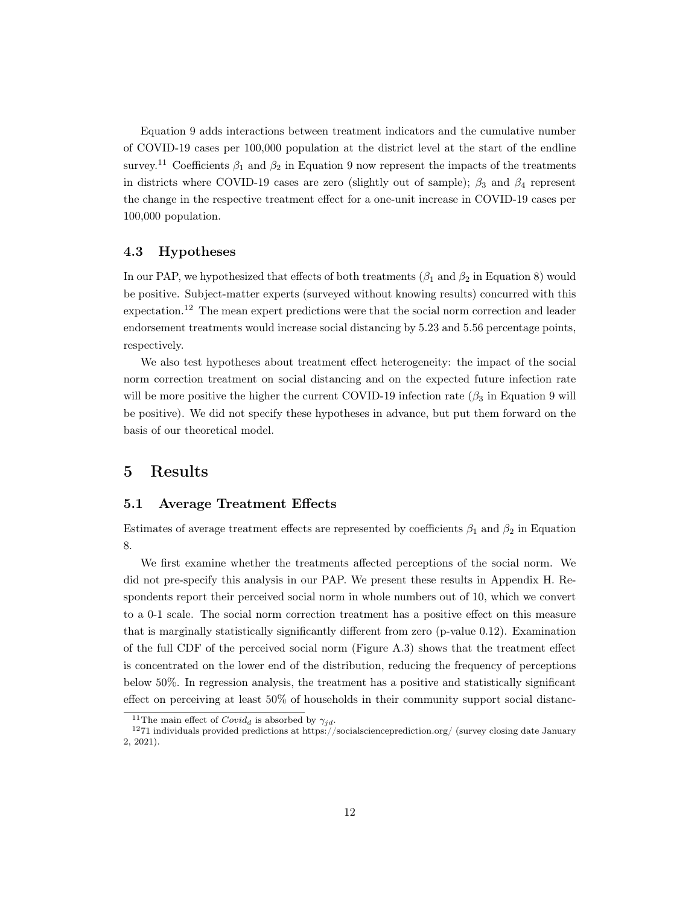Equation 9 adds interactions between treatment indicators and the cumulative number of COVID-19 cases per 100,000 population at the district level at the start of the endline survey.[11] Coefficients $\beta_1$ and $\beta_2$ in Equation 9 now represent the impacts of the treatments in districts where COVID-19 cases are zero (slightly out of sample); $\beta_3$ and $\beta_4$ represent the change in the respective treatment effect for a one-unit increase in COVID-19 cases per 100,000 population.

### 4.3 Hypotheses

In our PAP, we hypothesized that effects of both treatments ($\beta_1$ and $\beta_2$ in Equation 8) would be positive. Subject-matter experts (surveyed without knowing results) concurred with this expectation.[12] The mean expert predictions were that the social norm correction and leader endorsement treatments would increase social distancing by 5.23 and 5.56 percentage points, respectively.

We also test hypotheses about treatment effect heterogeneity: the impact of the social norm correction treatment on social distancing and on the expected future infection rate will be more positive the higher the current COVID-19 infection rate ($\beta_3$ in Equation 9 will be positive). We did not specify these hypotheses in advance, but put them forward on the basis of our theoretical model.

## 5 Results

### 5.1 Average Treatment Effects

Estimates of average treatment effects are represented by coefficients $\beta_1$ and $\beta_2$ in Equation 8.

We first examine whether the treatments affected perceptions of the social norm. We did not pre-specify this analysis in our PAP. We present these results in Appendix H. Respondents report their perceived social norm in whole numbers out of 10, which we convert to a 0-1 scale. The social norm correction treatment has a positive effect on this measure that is marginally statistically significantly different from zero (p-value 0.12). Examination of the full CDF of the perceived social norm (Figure A.3) shows that the treatment effect is concentrated on the lower end of the distribution, reducing the frequency of perceptions below 50%. In regression analysis, the treatment has a positive and statistically significant effect on perceiving at least 50% of households in their community support social distanc-

[11] The main effect of $Covid_d$ is absorbed by $\gamma_{jd}$.

[12] 71 individuals provided predictions at https://socialscienceprediction.org/ (survey closing date January 2, 2021).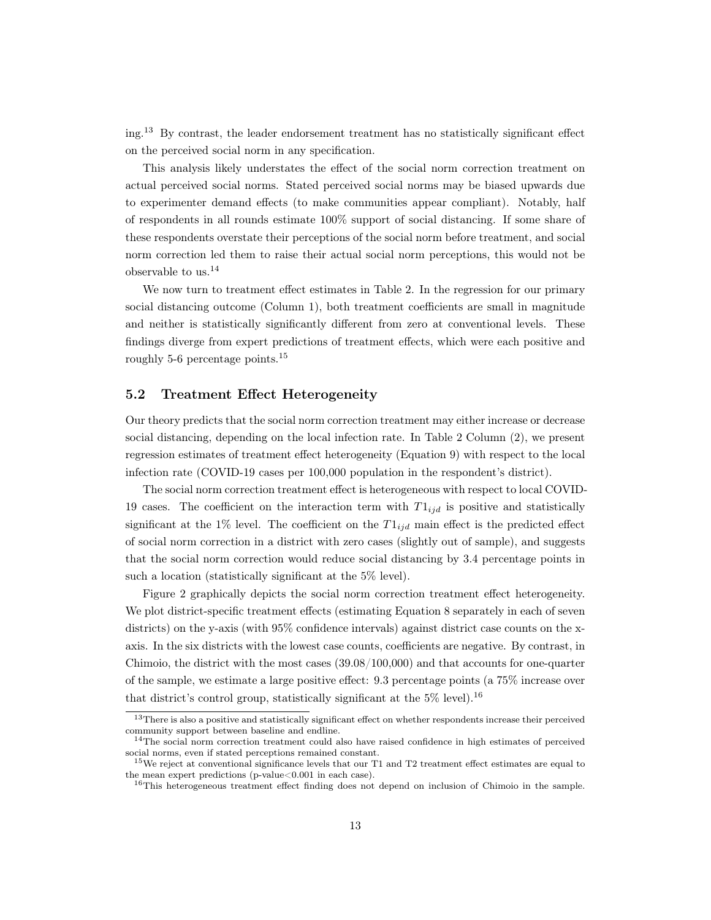ing.[13] By contrast, the leader endorsement treatment has no statistically significant effect on the perceived social norm in any specification.

This analysis likely understates the effect of the social norm correction treatment on actual perceived social norms. Stated perceived social norms may be biased upwards due to experimenter demand effects (to make communities appear compliant). Notably, half of respondents in all rounds estimate 100% support of social distancing. If some share of these respondents overstate their perceptions of the social norm before treatment, and social norm correction led them to raise their actual social norm perceptions, this would not be observable to us.[14]

We now turn to treatment effect estimates in Table 2. In the regression for our primary social distancing outcome (Column 1), both treatment coefficients are small in magnitude and neither is statistically significantly different from zero at conventional levels. These findings diverge from expert predictions of treatment effects, which were each positive and roughly 5-6 percentage points.[15]

## 5.2 Treatment Effect Heterogeneity

Our theory predicts that the social norm correction treatment may either increase or decrease social distancing, depending on the local infection rate. In Table 2 Column (2), we present regression estimates of treatment effect heterogeneity (Equation 9) with respect to the local infection rate (COVID-19 cases per 100,000 population in the respondent's district).

The social norm correction treatment effect is heterogeneous with respect to local COVID-19 cases. The coefficient on the interaction term with $T1_{ijd}$ is positive and statistically significant at the 1% level. The coefficient on the $T1_{ijd}$ main effect is the predicted effect of social norm correction in a district with zero cases (slightly out of sample), and suggests that the social norm correction would reduce social distancing by 3.4 percentage points in such a location (statistically significant at the 5% level).

Figure 2 graphically depicts the social norm correction treatment effect heterogeneity. We plot district-specific treatment effects (estimating Equation 8 separately in each of seven districts) on the y-axis (with 95% confidence intervals) against district case counts on the x-axis. In the six districts with the lowest case counts, coefficients are negative. By contrast, in Chimoio, the district with the most cases (39.08/100,000) and that accounts for one-quarter of the sample, we estimate a large positive effect: 9.3 percentage points (a 75% increase over that district's control group, statistically significant at the 5% level).[16]

[13] There is also a positive and statistically significant effect on whether respondents increase their perceived community support between baseline and endline.

[14] The social norm correction treatment could also have raised confidence in high estimates of perceived social norms, even if stated perceptions remained constant.

[15] We reject at conventional significance levels that our T1 and T2 treatment effect estimates are equal to the mean expert predictions (p-value<0.001 in each case).

[16] This heterogeneous treatment effect finding does not depend on inclusion of Chimoio in the sample.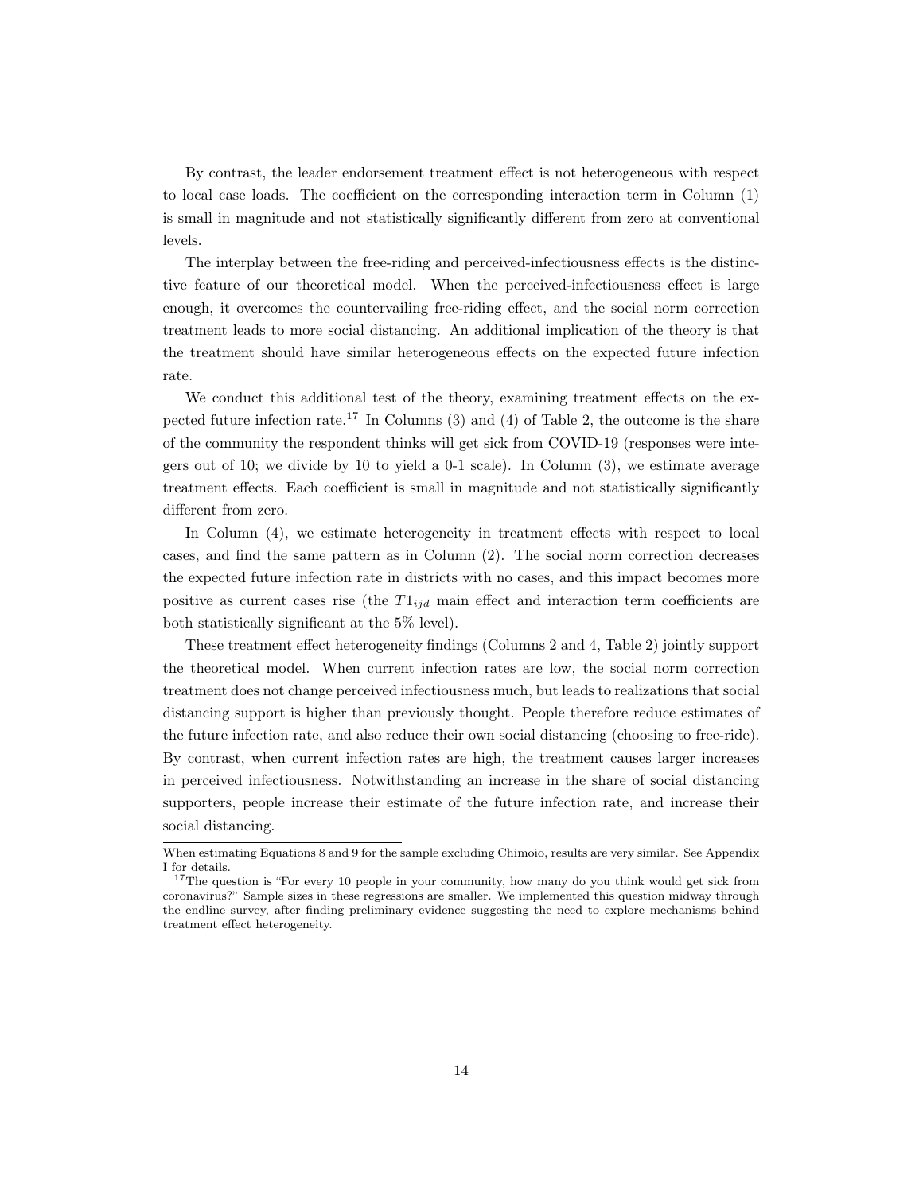By contrast, the leader endorsement treatment effect is not heterogeneous with respect to local case loads. The coefficient on the corresponding interaction term in Column (1) is small in magnitude and not statistically significantly different from zero at conventional levels.

The interplay between the free-riding and perceived-infectiousness effects is the distinctive feature of our theoretical model. When the perceived-infectiousness effect is large enough, it overcomes the countervailing free-riding effect, and the social norm correction treatment leads to more social distancing. An additional implication of the theory is that the treatment should have similar heterogeneous effects on the expected future infection rate.

We conduct this additional test of the theory, examining treatment effects on the expected future infection rate.[17] In Columns (3) and (4) of Table 2, the outcome is the share of the community the respondent thinks will get sick from COVID-19 (responses were integers out of 10; we divide by 10 to yield a 0-1 scale). In Column (3), we estimate average treatment effects. Each coefficient is small in magnitude and not statistically significantly different from zero.

In Column (4), we estimate heterogeneity in treatment effects with respect to local cases, and find the same pattern as in Column (2). The social norm correction decreases the expected future infection rate in districts with no cases, and this impact becomes more positive as current cases rise (the $T1_{ijd}$ main effect and interaction term coefficients are both statistically significant at the 5% level).

These treatment effect heterogeneity findings (Columns 2 and 4, Table 2) jointly support the theoretical model. When current infection rates are low, the social norm correction treatment does not change perceived infectiousness much, but leads to realizations that social distancing support is higher than previously thought. People therefore reduce estimates of the future infection rate, and also reduce their own social distancing (choosing to free-ride). By contrast, when current infection rates are high, the treatment causes larger increases in perceived infectiousness. Notwithstanding an increase in the share of social distancing supporters, people increase their estimate of the future infection rate, and increase their social distancing.

---

When estimating Equations 8 and 9 for the sample excluding Chimoio, results are very similar. See Appendix I for details.

[17] The question is "For every 10 people in your community, how many do you think would get sick from coronavirus?" Sample sizes in these regressions are smaller. We implemented this question midway through the endline survey, after finding preliminary evidence suggesting the need to explore mechanisms behind treatment effect heterogeneity.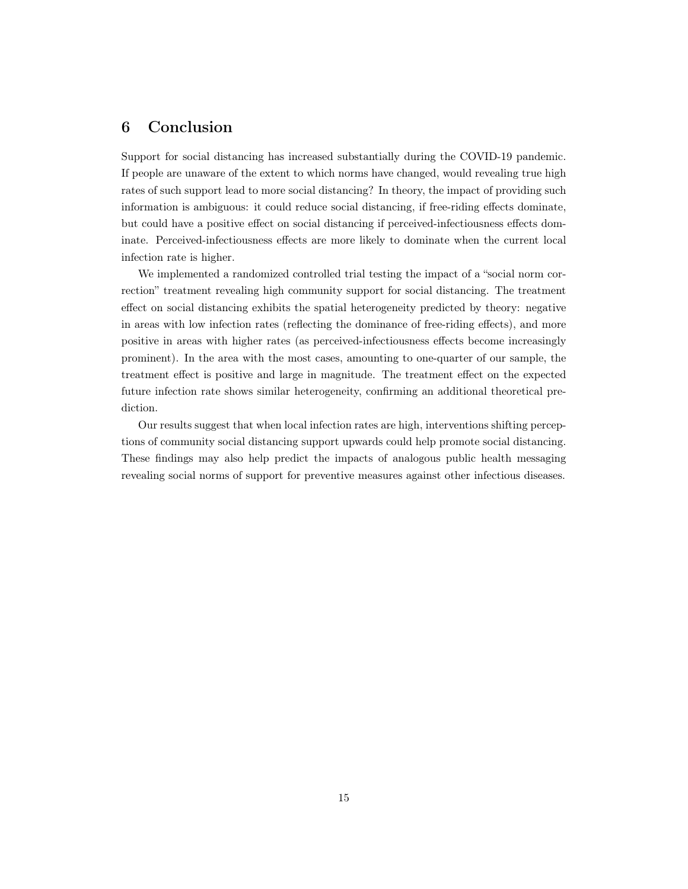## 6 Conclusion

Support for social distancing has increased substantially during the COVID-19 pandemic. If people are unaware of the extent to which norms have changed, would revealing true high rates of such support lead to more social distancing? In theory, the impact of providing such information is ambiguous: it could reduce social distancing, if free-riding effects dominate, but could have a positive effect on social distancing if perceived-infectiousness effects dominate. Perceived-infectiousness effects are more likely to dominate when the current local infection rate is higher.

We implemented a randomized controlled trial testing the impact of a "social norm correction" treatment revealing high community support for social distancing. The treatment effect on social distancing exhibits the spatial heterogeneity predicted by theory: negative in areas with low infection rates (reflecting the dominance of free-riding effects), and more positive in areas with higher rates (as perceived-infectiousness effects become increasingly prominent). In the area with the most cases, amounting to one-quarter of our sample, the treatment effect is positive and large in magnitude. The treatment effect on the expected future infection rate shows similar heterogeneity, confirming an additional theoretical prediction.

Our results suggest that when local infection rates are high, interventions shifting perceptions of community social distancing support upwards could help promote social distancing. These findings may also help predict the impacts of analogous public health messaging revealing social norms of support for preventive measures against other infectious diseases.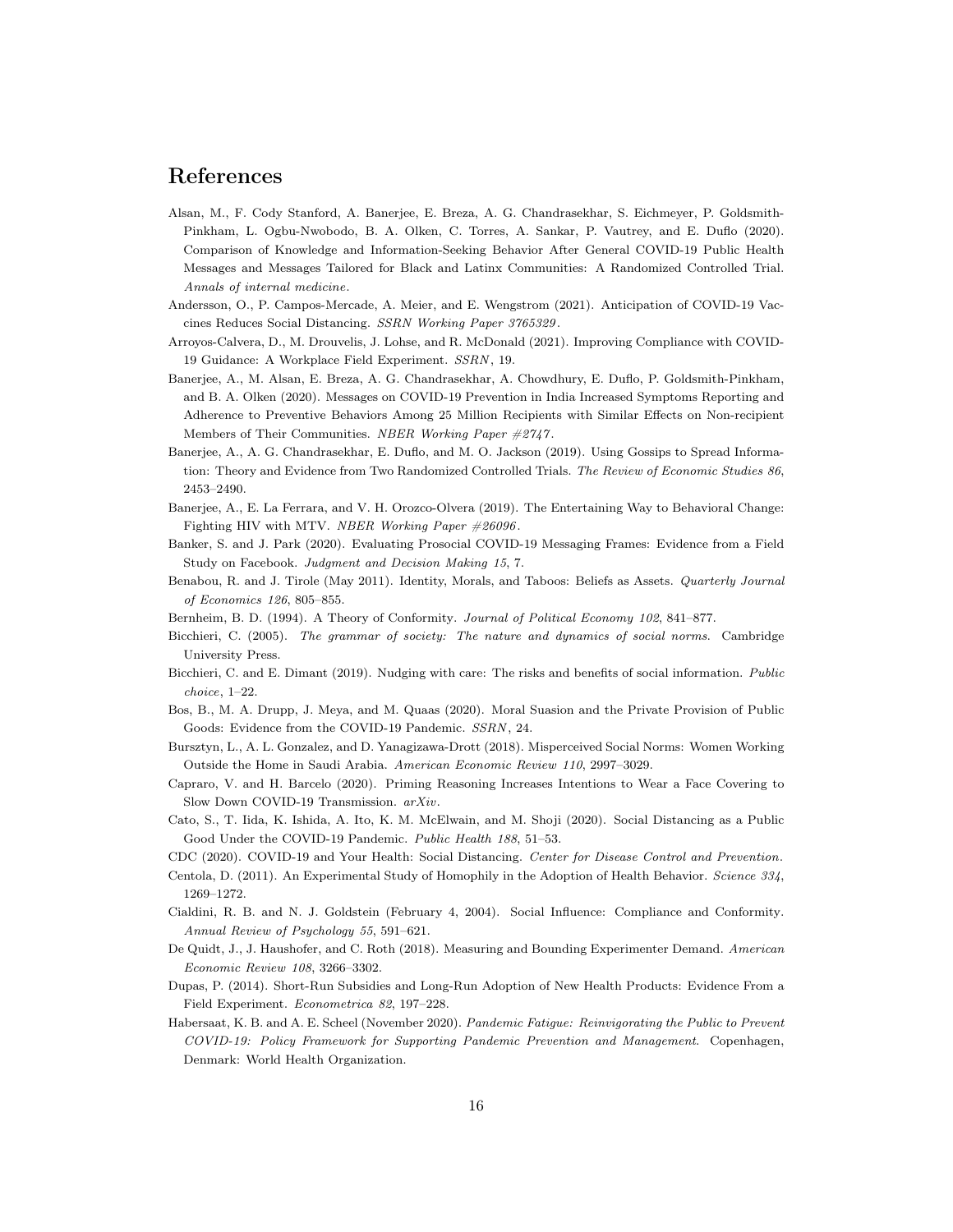# References

Alsan, M., F. Cody Stanford, A. Banerjee, E. Breza, A. G. Chandrasekhar, S. Eichmeyer, P. Goldsmith-Pinkham, L. Ogbu-Nwobodo, B. A. Olken, C. Torres, A. Sankar, P. Vautrey, and E. Duflo (2020). Comparison of Knowledge and Information-Seeking Behavior After General COVID-19 Public Health Messages and Messages Tailored for Black and Latinx Communities: A Randomized Controlled Trial. *Annals of internal medicine*.

Andersson, O., P. Campos-Mercade, A. Meier, and E. Wengstrom (2021). Anticipation of COVID-19 Vaccines Reduces Social Distancing. *SSRN Working Paper 3765329*.

Arroyos-Calvera, D., M. Drouvelis, J. Lohse, and R. McDonald (2021). Improving Compliance with COVID-19 Guidance: A Workplace Field Experiment. *SSRN*, 19.

Banerjee, A., M. Alsan, E. Breza, A. G. Chandrasekhar, A. Chowdhury, E. Duflo, P. Goldsmith-Pinkham, and B. A. Olken (2020). Messages on COVID-19 Prevention in India Increased Symptoms Reporting and Adherence to Preventive Behaviors Among 25 Million Recipients with Similar Effects on Non-recipient Members of Their Communities. *NBER Working Paper #2747*.

Banerjee, A., A. G. Chandrasekhar, E. Duflo, and M. O. Jackson (2019). Using Gossips to Spread Information: Theory and Evidence from Two Randomized Controlled Trials. *The Review of Economic Studies 86*, 2453–2490.

Banerjee, A., E. La Ferrara, and V. H. Orozco-Olvera (2019). The Entertaining Way to Behavioral Change: Fighting HIV with MTV. *NBER Working Paper #26096*.

Banker, S. and J. Park (2020). Evaluating Prosocial COVID-19 Messaging Frames: Evidence from a Field Study on Facebook. *Judgment and Decision Making 15*, 7.

Benabou, R. and J. Tirole (May 2011). Identity, Morals, and Taboos: Beliefs as Assets. *Quarterly Journal of Economics 126*, 805–855.

Bernheim, B. D. (1994). A Theory of Conformity. *Journal of Political Economy 102*, 841–877.

Bicchieri, C. (2005). *The grammar of society: The nature and dynamics of social norms.* Cambridge University Press.

Bicchieri, C. and E. Dimant (2019). Nudging with care: The risks and benefits of social information. *Public choice*, 1–22.

Bos, B., M. A. Drupp, J. Meya, and M. Quaas (2020). Moral Suasion and the Private Provision of Public Goods: Evidence from the COVID-19 Pandemic. *SSRN*, 24.

Bursztyn, L., A. L. Gonzalez, and D. Yanagizawa-Drott (2018). Misperceived Social Norms: Women Working Outside the Home in Saudi Arabia. *American Economic Review 110*, 2997–3029.

Capraro, V. and H. Barcelo (2020). Priming Reasoning Increases Intentions to Wear a Face Covering to Slow Down COVID-19 Transmission. *arXiv*.

Cato, S., T. Iida, K. Ishida, A. Ito, K. M. McElwain, and M. Shoji (2020). Social Distancing as a Public Good Under the COVID-19 Pandemic. *Public Health 188*, 51–53.

CDC (2020). COVID-19 and Your Health: Social Distancing. *Center for Disease Control and Prevention.*

Centola, D. (2011). An Experimental Study of Homophily in the Adoption of Health Behavior. *Science 334*, 1269–1272.

Cialdini, R. B. and N. J. Goldstein (February 4, 2004). Social Influence: Compliance and Conformity. *Annual Review of Psychology 55*, 591–621.

De Quidt, J., J. Haushofer, and C. Roth (2018). Measuring and Bounding Experimenter Demand. *American Economic Review 108*, 3266–3302.

Dupas, P. (2014). Short-Run Subsidies and Long-Run Adoption of New Health Products: Evidence From a Field Experiment. *Econometrica 82*, 197–228.

Habersaat, K. B. and A. E. Scheel (November 2020). *Pandemic Fatigue: Reinvigorating the Public to Prevent COVID-19: Policy Framework for Supporting Pandemic Prevention and Management.* Copenhagen, Denmark: World Health Organization.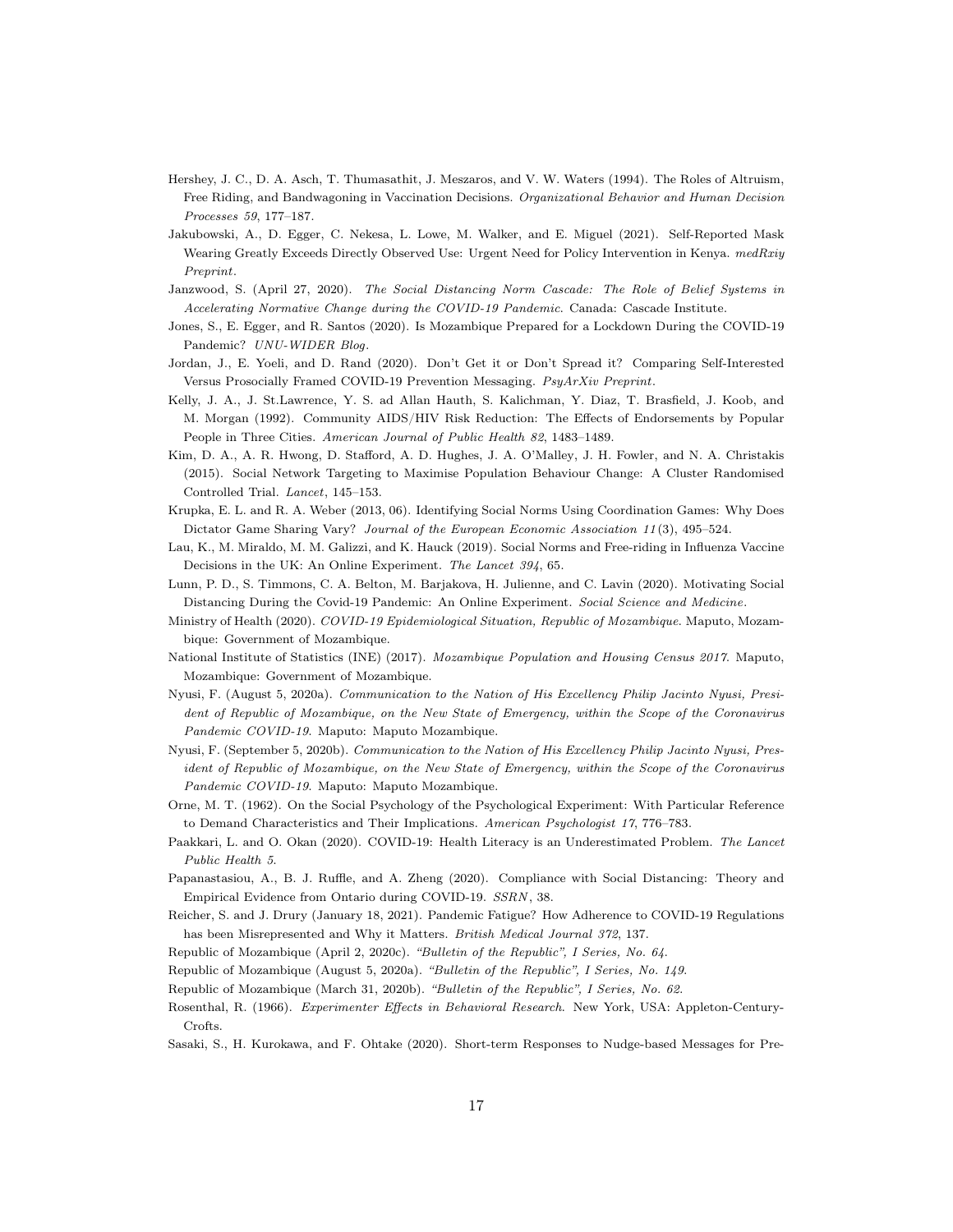Hershey, J. C., D. A. Asch, T. Thumasathit, J. Meszaros, and V. W. Waters (1994). The Roles of Altruism, Free Riding, and Bandwagoning in Vaccination Decisions. *Organizational Behavior and Human Decision Processes 59*, 177–187.

Jakubowski, A., D. Egger, C. Nekesa, L. Lowe, M. Walker, and E. Miguel (2021). Self-Reported Mask Wearing Greatly Exceeds Directly Observed Use: Urgent Need for Policy Intervention in Kenya. *medRxiy Preprint*.

Janzwood, S. (April 27, 2020). *The Social Distancing Norm Cascade: The Role of Belief Systems in Accelerating Normative Change during the COVID-19 Pandemic*. Canada: Cascade Institute.

Jones, S., E. Egger, and R. Santos (2020). Is Mozambique Prepared for a Lockdown During the COVID-19 Pandemic? *UNU-WIDER Blog*.

Jordan, J., E. Yoeli, and D. Rand (2020). Don't Get it or Don't Spread it? Comparing Self-Interested Versus Prosocially Framed COVID-19 Prevention Messaging. *PsyArXiv Preprint*.

Kelly, J. A., J. St.Lawrence, Y. S. ad Allan Hauth, S. Kalichman, Y. Diaz, T. Brasfield, J. Koob, and M. Morgan (1992). Community AIDS/HIV Risk Reduction: The Effects of Endorsements by Popular People in Three Cities. *American Journal of Public Health 82*, 1483–1489.

Kim, D. A., A. R. Hwong, D. Stafford, A. D. Hughes, J. A. O'Malley, J. H. Fowler, and N. A. Christakis (2015). Social Network Targeting to Maximise Population Behaviour Change: A Cluster Randomised Controlled Trial. *Lancet*, 145–153.

Krupka, E. L. and R. A. Weber (2013, 06). Identifying Social Norms Using Coordination Games: Why Does Dictator Game Sharing Vary? *Journal of the European Economic Association 11*(3), 495–524.

Lau, K., M. Miraldo, M. M. Galizzi, and K. Hauck (2019). Social Norms and Free-riding in Influenza Vaccine Decisions in the UK: An Online Experiment. *The Lancet 394*, 65.

Lunn, P. D., S. Timmons, C. A. Belton, M. Barjakova, H. Julienne, and C. Lavin (2020). Motivating Social Distancing During the Covid-19 Pandemic: An Online Experiment. *Social Science and Medicine*.

Ministry of Health (2020). *COVID-19 Epidemiological Situation, Republic of Mozambique*. Maputo, Mozambique: Government of Mozambique.

National Institute of Statistics (INE) (2017). *Mozambique Population and Housing Census 2017*. Maputo, Mozambique: Government of Mozambique.

Nyusi, F. (August 5, 2020a). *Communication to the Nation of His Excellency Philip Jacinto Nyusi, President of Republic of Mozambique, on the New State of Emergency, within the Scope of the Coronavirus Pandemic COVID-19*. Maputo: Maputo Mozambique.

Nyusi, F. (September 5, 2020b). *Communication to the Nation of His Excellency Philip Jacinto Nyusi, President of Republic of Mozambique, on the New State of Emergency, within the Scope of the Coronavirus Pandemic COVID-19*. Maputo: Maputo Mozambique.

Orne, M. T. (1962). On the Social Psychology of the Psychological Experiment: With Particular Reference to Demand Characteristics and Their Implications. *American Psychologist 17*, 776–783.

Paakkari, L. and O. Okan (2020). COVID-19: Health Literacy is an Underestimated Problem. *The Lancet Public Health 5*.

Papanastasiou, A., B. J. Ruffle, and A. Zheng (2020). Compliance with Social Distancing: Theory and Empirical Evidence from Ontario during COVID-19. *SSRN*, 38.

Reicher, S. and J. Drury (January 18, 2021). Pandemic Fatigue? How Adherence to COVID-19 Regulations has been Misrepresented and Why it Matters. *British Medical Journal 372*, 137.

Republic of Mozambique (April 2, 2020c). *"Bulletin of the Republic", I Series, No. 64*.

Republic of Mozambique (August 5, 2020a). *"Bulletin of the Republic", I Series, No. 149*.

Republic of Mozambique (March 31, 2020b). *"Bulletin of the Republic", I Series, No. 62*.

Rosenthal, R. (1966). *Experimenter Effects in Behavioral Research*. New York, USA: Appleton-Century-Crofts.

Sasaki, S., H. Kurokawa, and F. Ohtake (2020). Short-term Responses to Nudge-based Messages for Pre-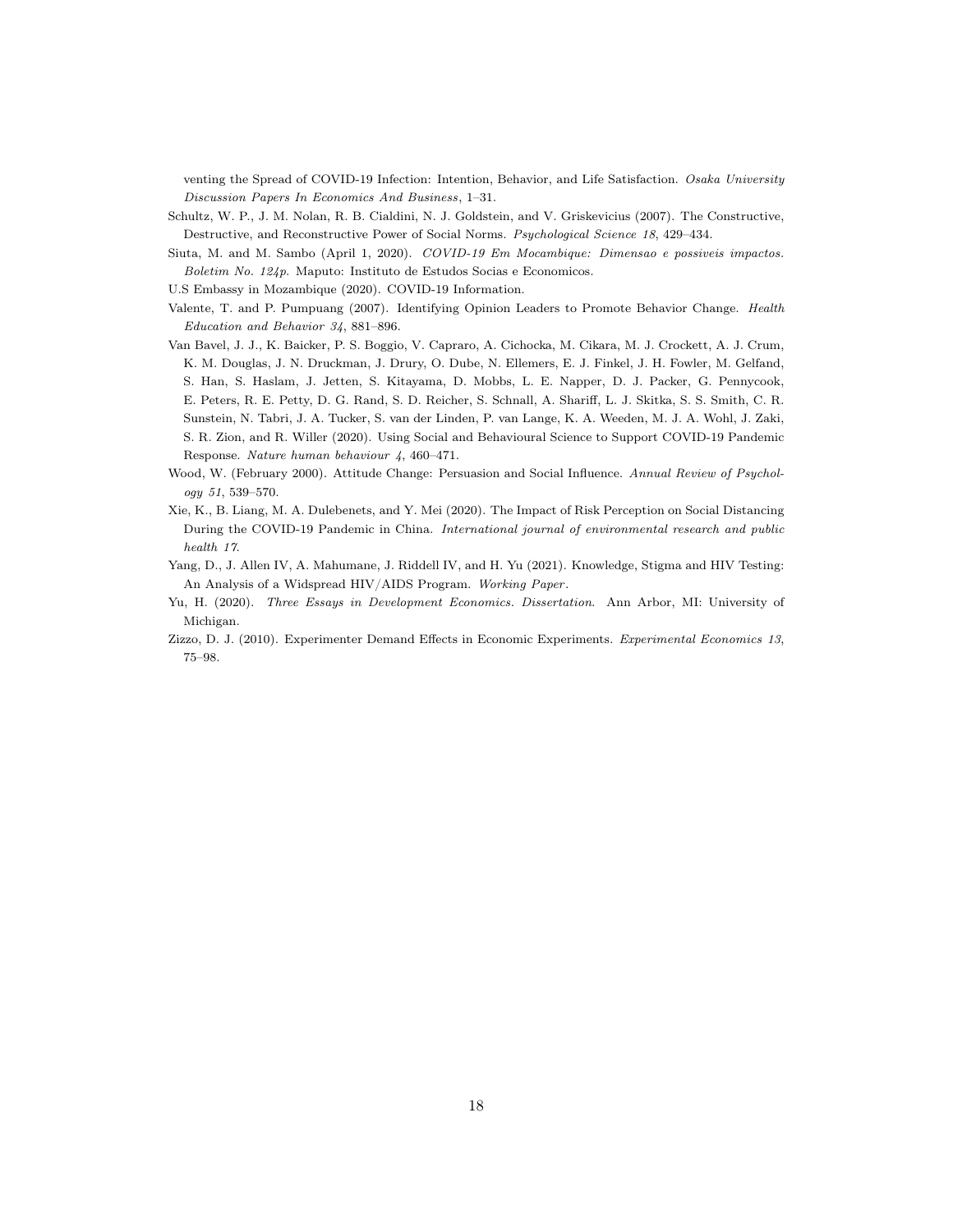venting the Spread of COVID-19 Infection: Intention, Behavior, and Life Satisfaction. *Osaka University Discussion Papers In Economics And Business*, 1–31.

Schultz, W. P., J. M. Nolan, R. B. Cialdini, N. J. Goldstein, and V. Griskevicius (2007). The Constructive, Destructive, and Reconstructive Power of Social Norms. *Psychological Science 18*, 429–434.

Siuta, M. and M. Sambo (April 1, 2020). *COVID-19 Em Mocambique: Dimensao e possiveis impactos. Boletim No. 124p.* Maputo: Instituto de Estudos Socias e Economicos.

U.S Embassy in Mozambique (2020). COVID-19 Information.

Valente, T. and P. Pumpuang (2007). Identifying Opinion Leaders to Promote Behavior Change. *Health Education and Behavior 34*, 881–896.

Van Bavel, J. J., K. Baicker, P. S. Boggio, V. Capraro, A. Cichocka, M. Cikara, M. J. Crockett, A. J. Crum, K. M. Douglas, J. N. Druckman, J. Drury, O. Dube, N. Ellemers, E. J. Finkel, J. H. Fowler, M. Gelfand, S. Han, S. Haslam, J. Jetten, S. Kitayama, D. Mobbs, L. E. Napper, D. J. Packer, G. Pennycook, E. Peters, R. E. Petty, D. G. Rand, S. D. Reicher, S. Schnall, A. Shariff, L. J. Skitka, S. S. Smith, C. R. Sunstein, N. Tabri, J. A. Tucker, S. van der Linden, P. van Lange, K. A. Weeden, M. J. A. Wohl, J. Zaki, S. R. Zion, and R. Willer (2020). Using Social and Behavioural Science to Support COVID-19 Pandemic Response. *Nature human behaviour 4*, 460–471.

Wood, W. (February 2000). Attitude Change: Persuasion and Social Influence. *Annual Review of Psychology 51*, 539–570.

Xie, K., B. Liang, M. A. Dulebenets, and Y. Mei (2020). The Impact of Risk Perception on Social Distancing During the COVID-19 Pandemic in China. *International journal of environmental research and public health 17*.

Yang, D., J. Allen IV, A. Mahumane, J. Riddell IV, and H. Yu (2021). Knowledge, Stigma and HIV Testing: An Analysis of a Widspread HIV/AIDS Program. *Working Paper*.

Yu, H. (2020). *Three Essays in Development Economics. Dissertation.* Ann Arbor, MI: University of Michigan.

Zizzo, D. J. (2010). Experimenter Demand Effects in Economic Experiments. *Experimental Economics 13*, 75–98.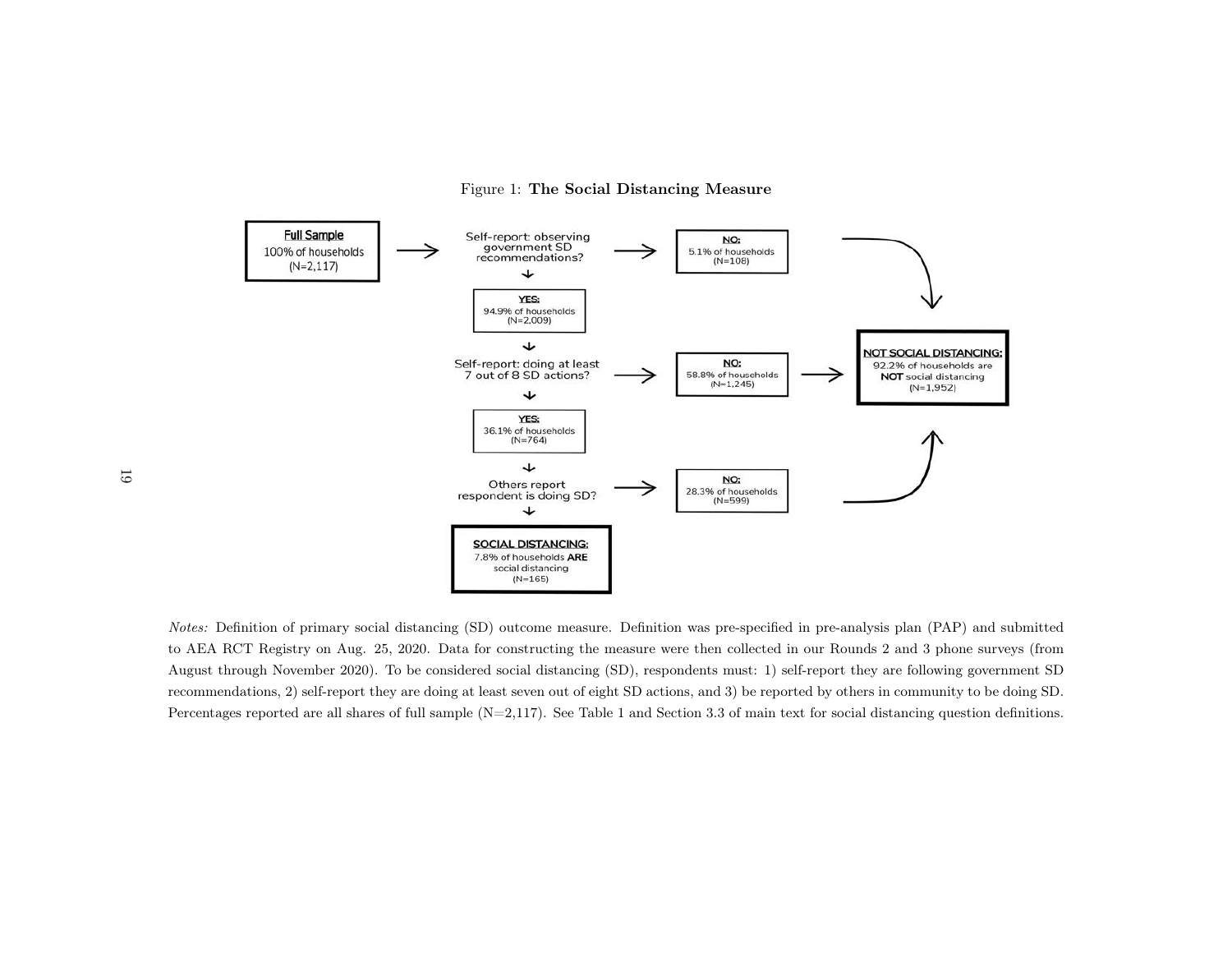Figure 1: **The Social Distancing Measure**

**Full Sample**
100% of households
(N=2,117)

→ Self-report: observing government SD recommendations?

- **NO:** 5.1% of households (N=108) → NOT SOCIAL DISTANCING
- **YES:** 94.9% of households (N=2,009)

↓ Self-report: doing at least 7 out of 8 SD actions?

- **NO:** 58.8% of households (N=1,245) → NOT SOCIAL DISTANCING
- **YES:** 36.1% of households (N=764)

↓ Others report respondent is doing SD?

- **NO:** 28.3% of households (N=599) → NOT SOCIAL DISTANCING
- **SOCIAL DISTANCING:** 7.8% of households **ARE** social distancing (N=165)

**NOT SOCIAL DISTANCING:** 92.2% of households are **NOT** social distancing (N=1,952)

*Notes:* Definition of primary social distancing (SD) outcome measure. Definition was pre-specified in pre-analysis plan (PAP) and submitted to AEA RCT Registry on Aug. 25, 2020. Data for constructing the measure were then collected in our Rounds 2 and 3 phone surveys (from August through November 2020). To be considered social distancing (SD), respondents must: 1) self-report they are following government SD recommendations, 2) self-report they are doing at least seven out of eight SD actions, and 3) be reported by others in community to be doing SD. Percentages reported are all shares of full sample (N=2,117). See Table 1 and Section 3.3 of main text for social distancing question definitions.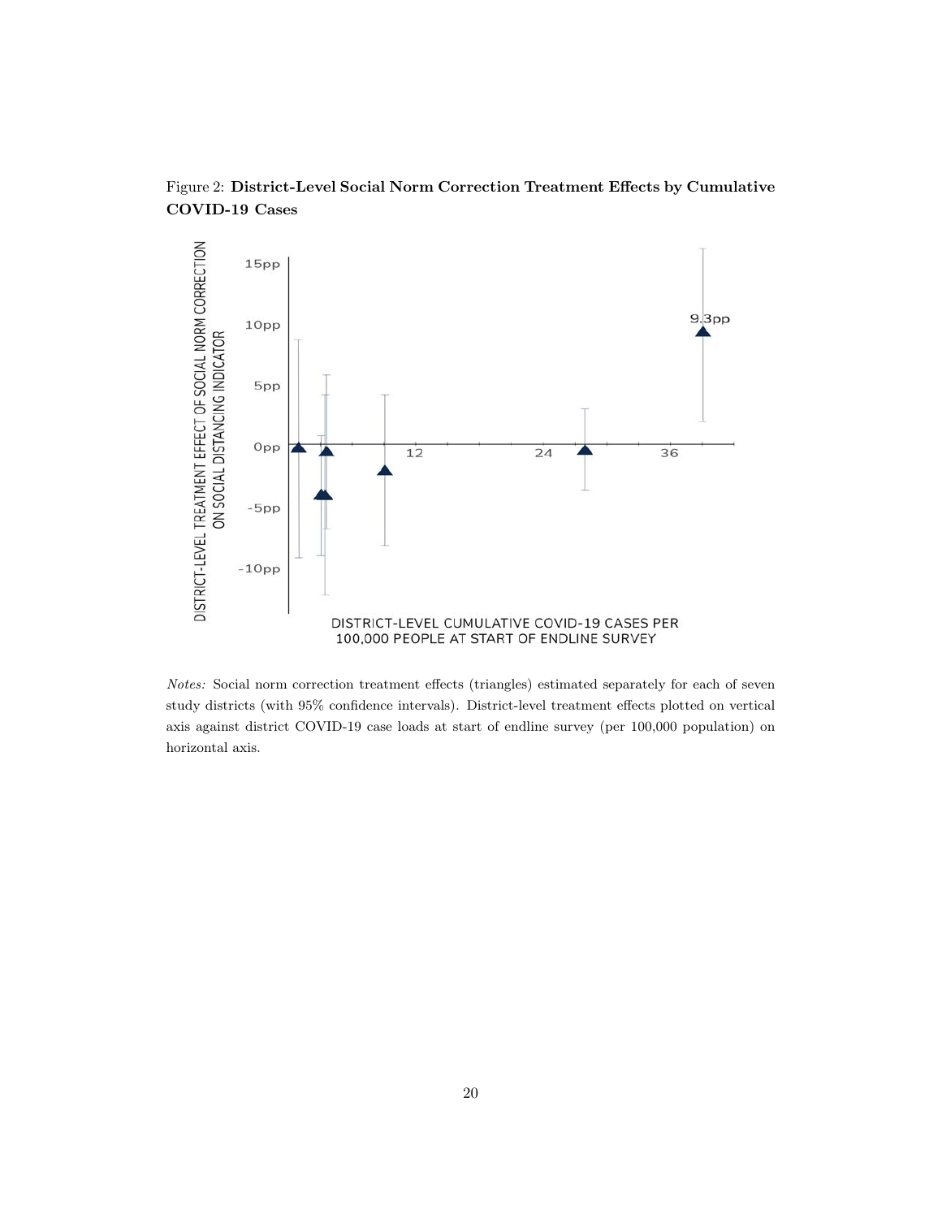Figure 2: **District-Level Social Norm Correction Treatment Effects by Cumulative COVID-19 Cases**

*Notes:* Social norm correction treatment effects (triangles) estimated separately for each of seven study districts (with 95% confidence intervals). District-level treatment effects plotted on vertical axis against district COVID-19 case loads at start of endline survey (per 100,000 population) on horizontal axis.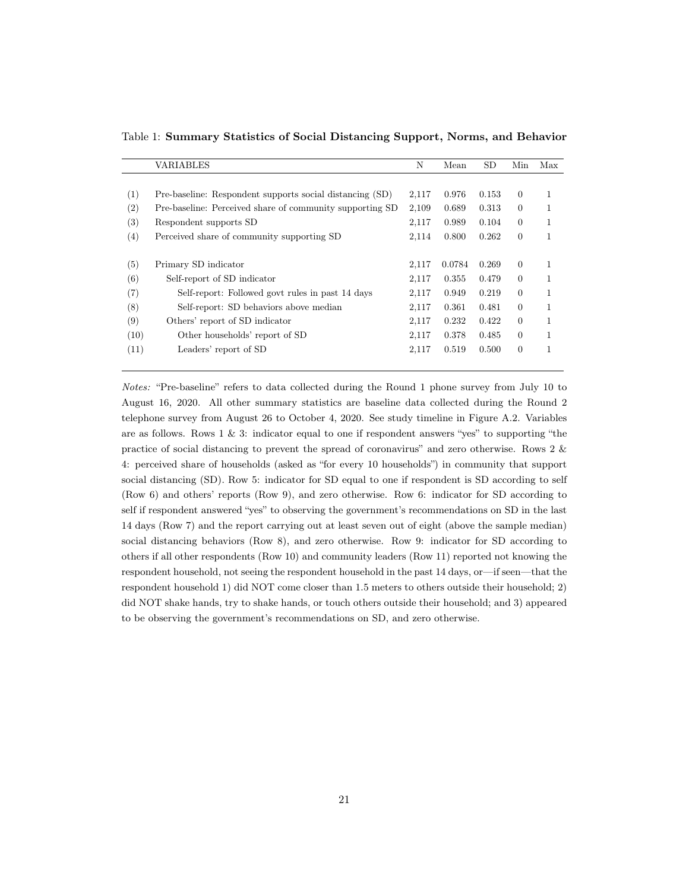Table 1: **Summary Statistics of Social Distancing Support, Norms, and Behavior**

| | VARIABLES | N | Mean | SD | Min | Max |
|---|---|---|---|---|---|---|
| (1) | Pre-baseline: Respondent supports social distancing (SD) | 2,117 | 0.976 | 0.153 | 0 | 1 |
| (2) | Pre-baseline: Perceived share of community supporting SD | 2,109 | 0.689 | 0.313 | 0 | 1 |
| (3) | Respondent supports SD | 2,117 | 0.989 | 0.104 | 0 | 1 |
| (4) | Perceived share of community supporting SD | 2,114 | 0.800 | 0.262 | 0 | 1 |
| (5) | Primary SD indicator | 2,117 | 0.0784 | 0.269 | 0 | 1 |
| (6) | Self-report of SD indicator | 2,117 | 0.355 | 0.479 | 0 | 1 |
| (7) | Self-report: Followed govt rules in past 14 days | 2,117 | 0.949 | 0.219 | 0 | 1 |
| (8) | Self-report: SD behaviors above median | 2,117 | 0.361 | 0.481 | 0 | 1 |
| (9) | Others' report of SD indicator | 2,117 | 0.232 | 0.422 | 0 | 1 |
| (10) | Other households' report of SD | 2,117 | 0.378 | 0.485 | 0 | 1 |
| (11) | Leaders' report of SD | 2,117 | 0.519 | 0.500 | 0 | 1 |

*Notes:* "Pre-baseline" refers to data collected during the Round 1 phone survey from July 10 to August 16, 2020. All other summary statistics are baseline data collected during the Round 2 telephone survey from August 26 to October 4, 2020. See study timeline in Figure A.2. Variables are as follows. Rows 1 & 3: indicator equal to one if respondent answers "yes" to supporting "the practice of social distancing to prevent the spread of coronavirus" and zero otherwise. Rows 2 & 4: perceived share of households (asked as "for every 10 households") in community that support social distancing (SD). Row 5: indicator for SD equal to one if respondent is SD according to self (Row 6) and others' reports (Row 9), and zero otherwise. Row 6: indicator for SD according to self if respondent answered "yes" to observing the government's recommendations on SD in the last 14 days (Row 7) and the report carrying out at least seven out of eight (above the sample median) social distancing behaviors (Row 8), and zero otherwise. Row 9: indicator for SD according to others if all other respondents (Row 10) and community leaders (Row 11) reported not knowing the respondent household, not seeing the respondent household in the past 14 days, or—if seen—that the respondent household 1) did NOT come closer than 1.5 meters to others outside their household; 2) did NOT shake hands, try to shake hands, or touch others outside their household; and 3) appeared to be observing the government's recommendations on SD, and zero otherwise.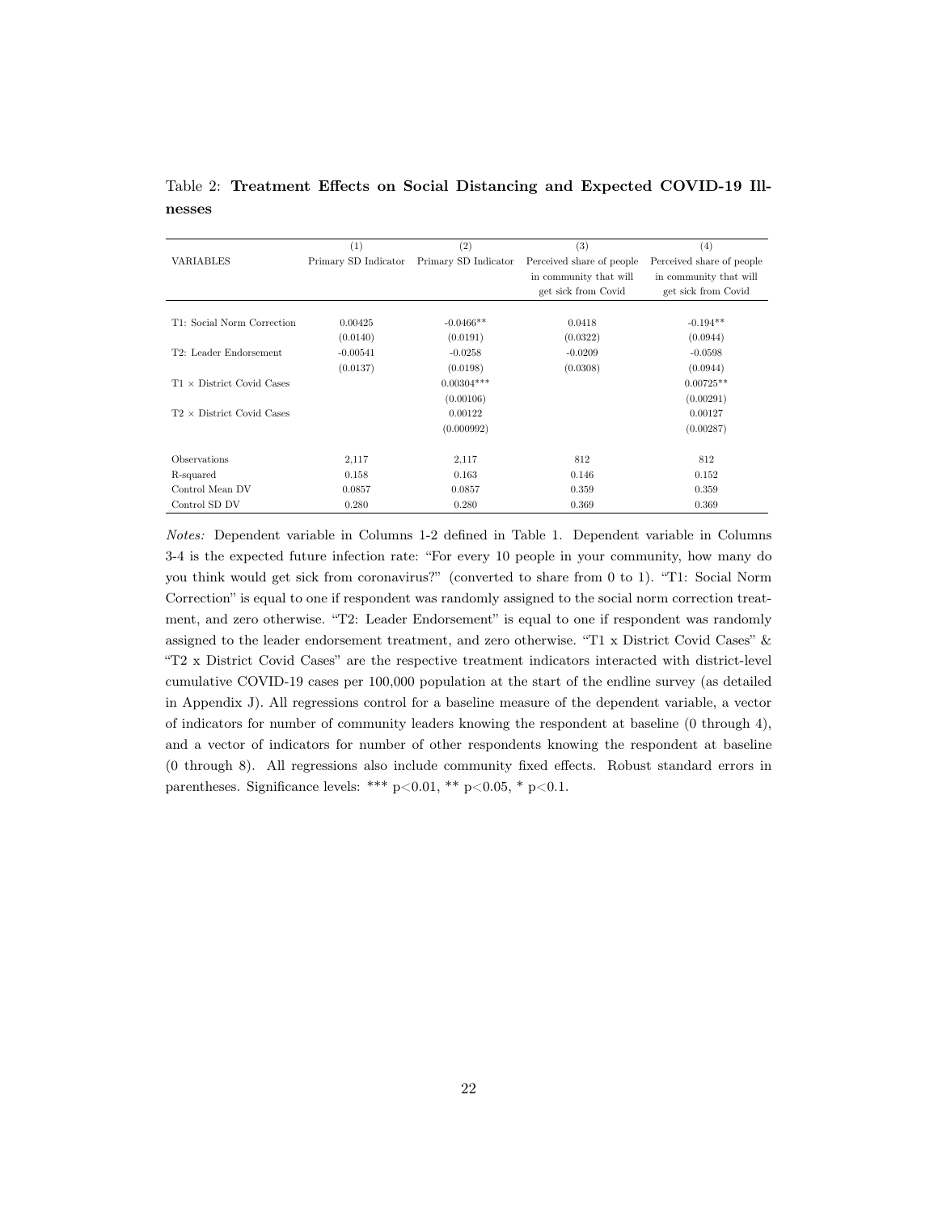Table 2: **Treatment Effects on Social Distancing and Expected COVID-19 Illnesses**

| VARIABLES | (1) Primary SD Indicator | (2) Primary SD Indicator | (3) Perceived share of people in community that will get sick from Covid | (4) Perceived share of people in community that will get sick from Covid |
|---|---|---|---|---|
| T1: Social Norm Correction | 0.00425 | -0.0466** | 0.0418 | -0.194** |
| | (0.0140) | (0.0191) | (0.0322) | (0.0944) |
| T2: Leader Endorsement | -0.00541 | -0.0258 | -0.0209 | -0.0598 |
| | (0.0137) | (0.0198) | (0.0308) | (0.0944) |
| T1 × District Covid Cases | | 0.00304*** | | 0.00725** |
| | | (0.00106) | | (0.00291) |
| T2 × District Covid Cases | | 0.00122 | | 0.00127 |
| | | (0.000992) | | (0.00287) |
| Observations | 2,117 | 2,117 | 812 | 812 |
| R-squared | 0.158 | 0.163 | 0.146 | 0.152 |
| Control Mean DV | 0.0857 | 0.0857 | 0.359 | 0.359 |
| Control SD DV | 0.280 | 0.280 | 0.369 | 0.369 |

*Notes:* Dependent variable in Columns 1-2 defined in Table 1. Dependent variable in Columns 3-4 is the expected future infection rate: "For every 10 people in your community, how many do you think would get sick from coronavirus?" (converted to share from 0 to 1). "T1: Social Norm Correction" is equal to one if respondent was randomly assigned to the social norm correction treatment, and zero otherwise. "T2: Leader Endorsement" is equal to one if respondent was randomly assigned to the leader endorsement treatment, and zero otherwise. "T1 x District Covid Cases" & "T2 x District Covid Cases" are the respective treatment indicators interacted with district-level cumulative COVID-19 cases per 100,000 population at the start of the endline survey (as detailed in Appendix J). All regressions control for a baseline measure of the dependent variable, a vector of indicators for number of community leaders knowing the respondent at baseline (0 through 4), and a vector of indicators for number of other respondents knowing the respondent at baseline (0 through 8). All regressions also include community fixed effects. Robust standard errors in parentheses. Significance levels: *** $p<0.01$, ** $p<0.05$, * $p<0.1$.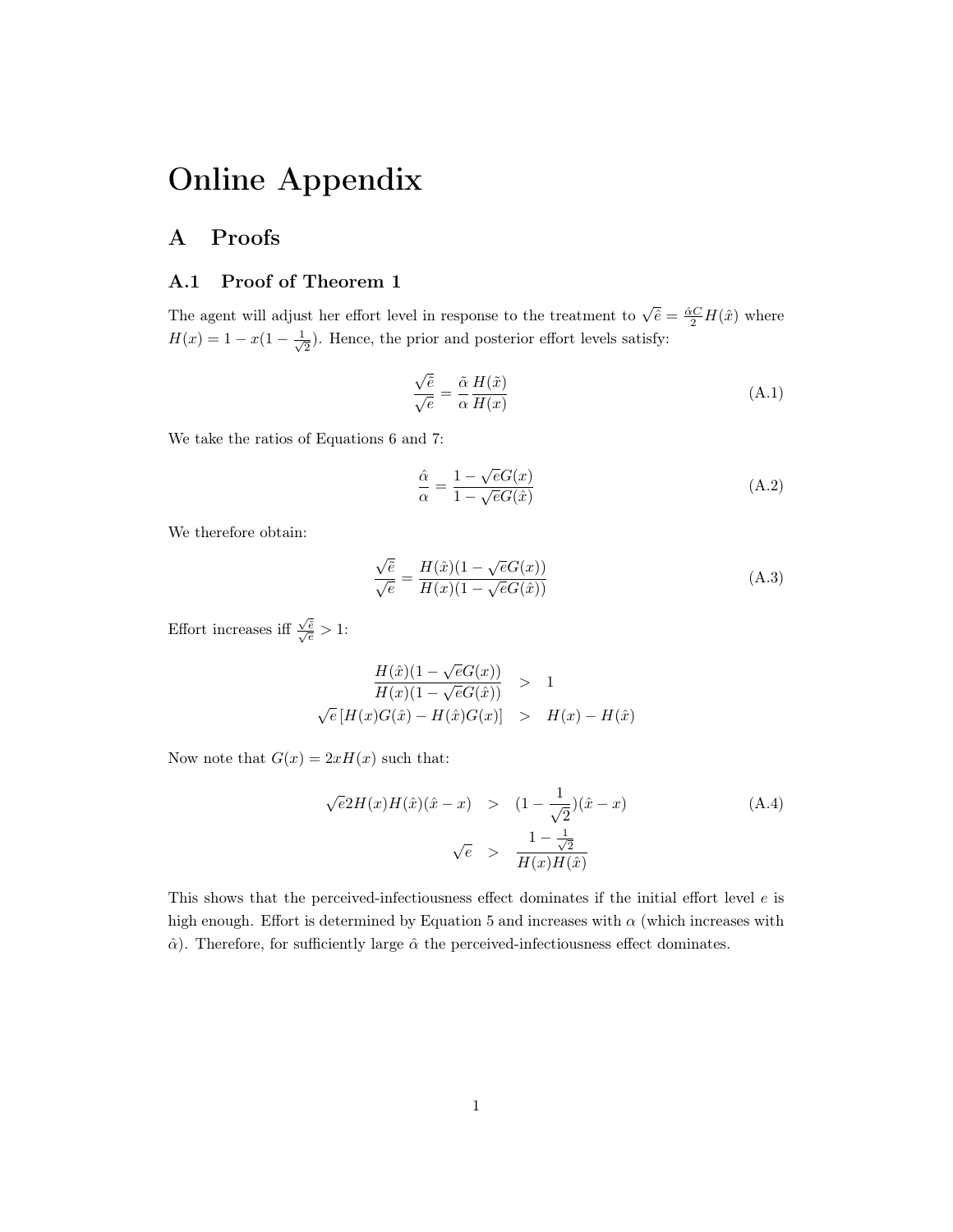# Online Appendix

## A Proofs

### A.1 Proof of Theorem 1

The agent will adjust her effort level in response to the treatment to $\sqrt{\hat{e}} = \frac{\hat{\alpha} C}{2} H(\hat{x})$ where $H(x) = 1 - x(1 - \frac{1}{\sqrt{2}})$. Hence, the prior and posterior effort levels satisfy:

$$\frac{\sqrt{\tilde{e}}}{\sqrt{e}} = \frac{\tilde{\alpha}}{\alpha} \frac{H(\tilde{x})}{H(x)} \tag{A.1}$$

We take the ratios of Equations 6 and 7:

$$\frac{\hat{\alpha}}{\alpha} = \frac{1 - \sqrt{e} G(x)}{1 - \sqrt{e} G(\hat{x})} \tag{A.2}$$

We therefore obtain:

$$\frac{\sqrt{\hat{e}}}{\sqrt{e}} = \frac{H(\hat{x})(1 - \sqrt{e} G(x))}{H(x)(1 - \sqrt{e} G(\hat{x}))} \tag{A.3}$$

Effort increases iff $\frac{\sqrt{\hat{e}}}{\sqrt{e}} > 1$:

$$\begin{aligned}
\frac{H(\hat{x})(1 - \sqrt{e} G(x))}{H(x)(1 - \sqrt{e} G(\hat{x}))} &> 1 \\
\sqrt{e} \left[ H(x) G(\hat{x}) - H(\hat{x}) G(x) \right] &> H(x) - H(\hat{x})
\end{aligned}$$

Now note that $G(x) = 2xH(x)$ such that:

$$\begin{aligned}
\sqrt{e} 2 H(x) H(\hat{x})(\hat{x} - x) &> (1 - \frac{1}{\sqrt{2}})(\hat{x} - x) \\
\sqrt{e} &> \frac{1 - \frac{1}{\sqrt{2}}}{H(x) H(\hat{x})}
\end{aligned} \tag{A.4}$$

This shows that the perceived-infectiousness effect dominates if the initial effort level $e$ is high enough. Effort is determined by Equation 5 and increases with $\alpha$ (which increases with $\hat{\alpha}$). Therefore, for sufficiently large $\hat{\alpha}$ the perceived-infectiousness effect dominates.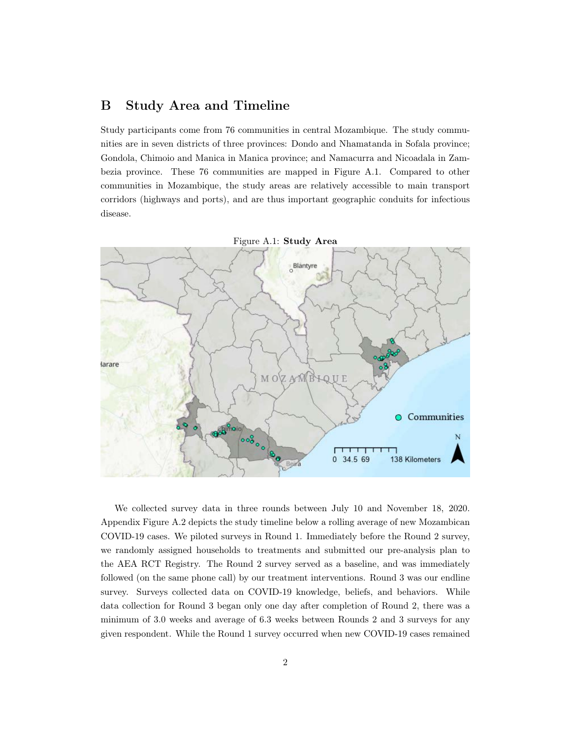# B Study Area and Timeline

Study participants come from 76 communities in central Mozambique. The study communities are in seven districts of three provinces: Dondo and Nhamatanda in Sofala province; Gondola, Chimoio and Manica in Manica province; and Namacurra and Nicoadala in Zambezia province. These 76 communities are mapped in Figure A.1. Compared to other communities in Mozambique, the study areas are relatively accessible to main transport corridors (highways and ports), and are thus important geographic conduits for infectious disease.

Figure A.1: **Study Area**

We collected survey data in three rounds between July 10 and November 18, 2020. Appendix Figure A.2 depicts the study timeline below a rolling average of new Mozambican COVID-19 cases. We piloted surveys in Round 1. Immediately before the Round 2 survey, we randomly assigned households to treatments and submitted our pre-analysis plan to the AEA RCT Registry. The Round 2 survey served as a baseline, and was immediately followed (on the same phone call) by our treatment interventions. Round 3 was our endline survey. Surveys collected data on COVID-19 knowledge, beliefs, and behaviors. While data collection for Round 3 began only one day after completion of Round 2, there was a minimum of 3.0 weeks and average of 6.3 weeks between Rounds 2 and 3 surveys for any given respondent. While the Round 1 survey occurred when new COVID-19 cases remained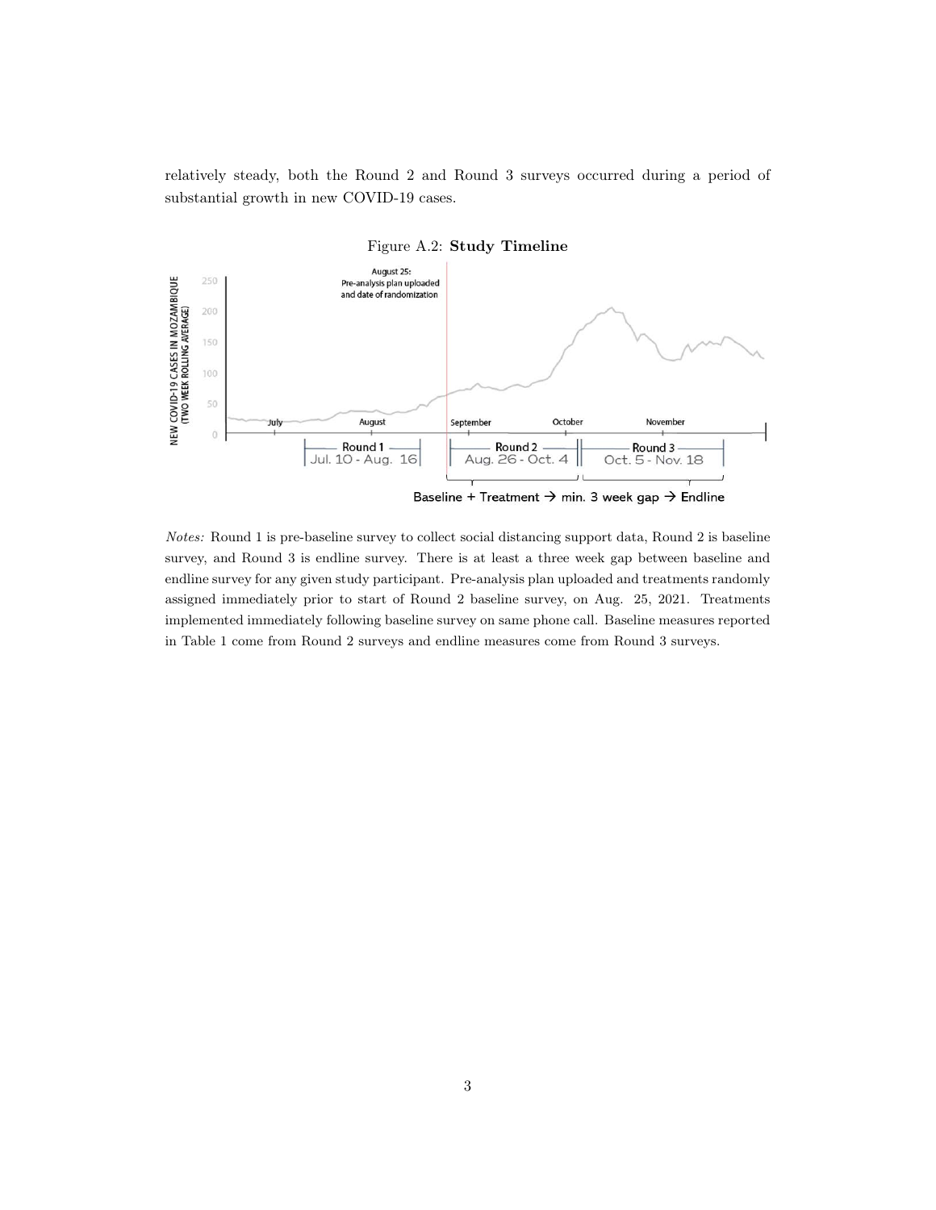relatively steady, both the Round 2 and Round 3 surveys occurred during a period of substantial growth in new COVID-19 cases.

Figure A.2: **Study Timeline**

*Notes:* Round 1 is pre-baseline survey to collect social distancing support data, Round 2 is baseline survey, and Round 3 is endline survey. There is at least a three week gap between baseline and endline survey for any given study participant. Pre-analysis plan uploaded and treatments randomly assigned immediately prior to start of Round 2 baseline survey, on Aug. 25, 2021. Treatments implemented immediately following baseline survey on same phone call. Baseline measures reported in Table 1 come from Round 2 surveys and endline measures come from Round 3 surveys.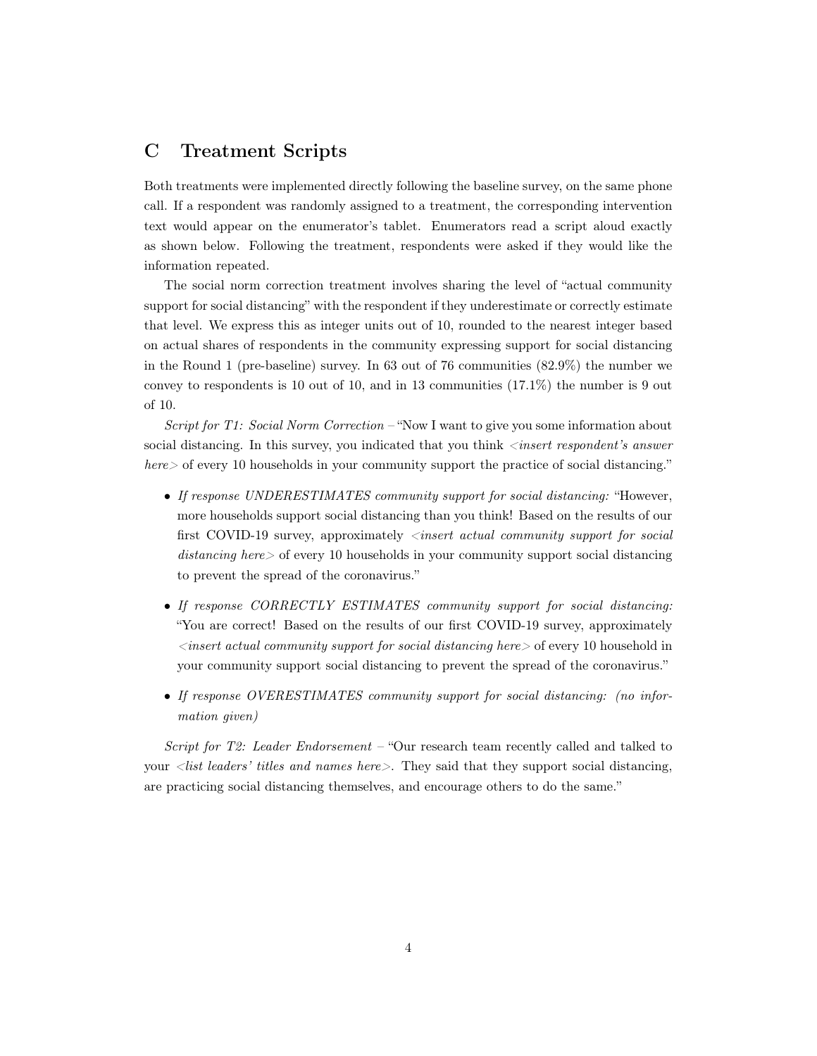# C Treatment Scripts

Both treatments were implemented directly following the baseline survey, on the same phone call. If a respondent was randomly assigned to a treatment, the corresponding intervention text would appear on the enumerator's tablet. Enumerators read a script aloud exactly as shown below. Following the treatment, respondents were asked if they would like the information repeated.

The social norm correction treatment involves sharing the level of "actual community support for social distancing" with the respondent if they underestimate or correctly estimate that level. We express this as integer units out of 10, rounded to the nearest integer based on actual shares of respondents in the community expressing support for social distancing in the Round 1 (pre-baseline) survey. In 63 out of 76 communities (82.9%) the number we convey to respondents is 10 out of 10, and in 13 communities (17.1%) the number is 9 out of 10.

*Script for T1: Social Norm Correction* – "Now I want to give you some information about social distancing. In this survey, you indicated that you think *<insert respondent's answer here>* of every 10 households in your community support the practice of social distancing."

- *If response UNDERESTIMATES community support for social distancing:* "However, more households support social distancing than you think! Based on the results of our first COVID-19 survey, approximately *<insert actual community support for social distancing here>* of every 10 households in your community support social distancing to prevent the spread of the coronavirus."
- *If response CORRECTLY ESTIMATES community support for social distancing:* "You are correct! Based on the results of our first COVID-19 survey, approximately *<insert actual community support for social distancing here>* of every 10 household in your community support social distancing to prevent the spread of the coronavirus."
- *If response OVERESTIMATES community support for social distancing: (no information given)*

*Script for T2: Leader Endorsement* – "Our research team recently called and talked to your *<list leaders' titles and names here>*. They said that they support social distancing, are practicing social distancing themselves, and encourage others to do the same."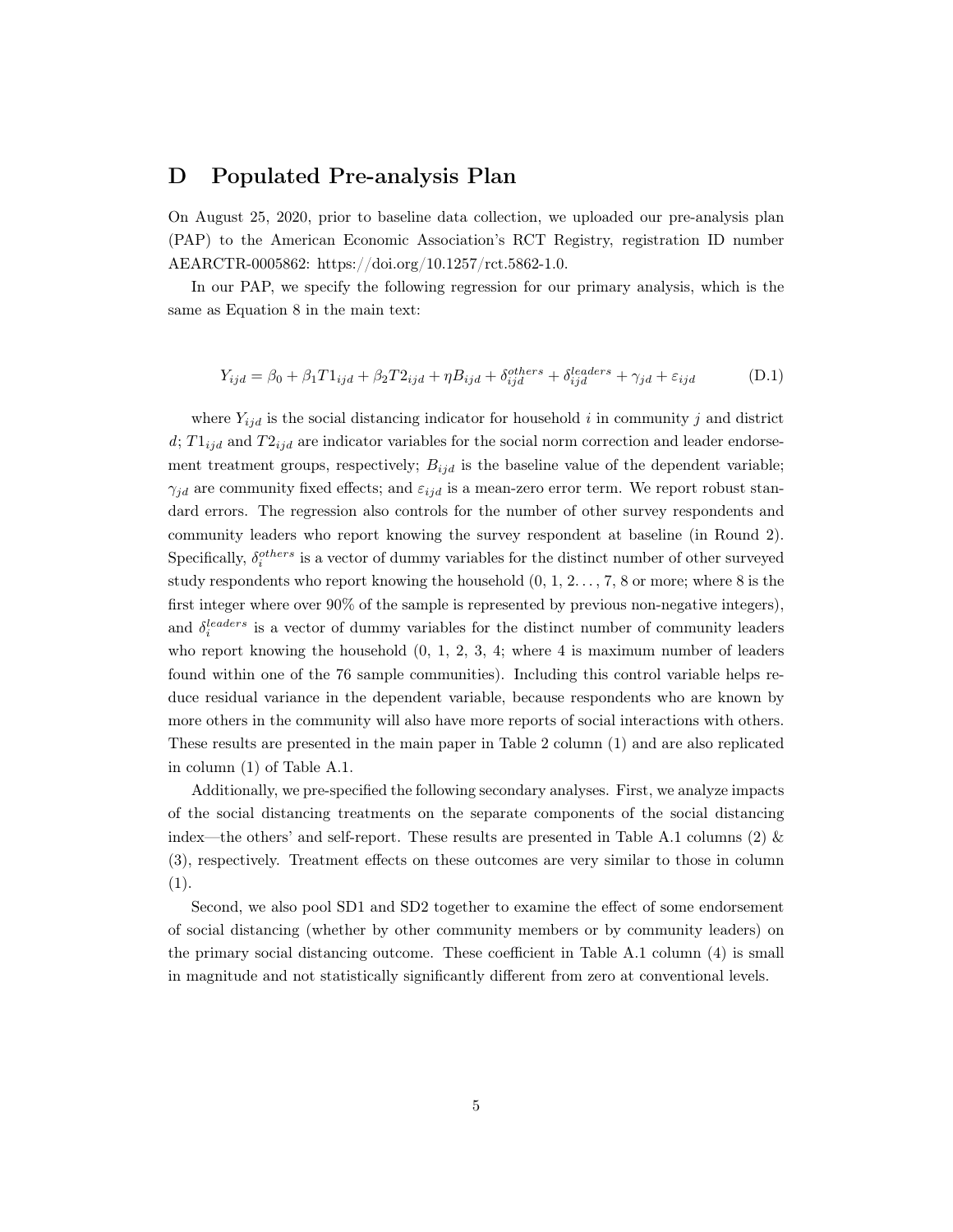# D Populated Pre-analysis Plan

On August 25, 2020, prior to baseline data collection, we uploaded our pre-analysis plan (PAP) to the American Economic Association's RCT Registry, registration ID number AEARCTR-0005862: https://doi.org/10.1257/rct.5862-1.0.

In our PAP, we specify the following regression for our primary analysis, which is the same as Equation 8 in the main text:

$$Y_{ijd} = \beta_0 + \beta_1 T1_{ijd} + \beta_2 T2_{ijd} + \eta B_{ijd} + \delta_{ijd}^{others} + \delta_{ijd}^{leaders} + \gamma_{jd} + \varepsilon_{ijd} \tag{D.1}$$

where $Y_{ijd}$ is the social distancing indicator for household $i$ in community $j$ and district $d$; $T1_{ijd}$ and $T2_{ijd}$ are indicator variables for the social norm correction and leader endorsement treatment groups, respectively; $B_{ijd}$ is the baseline value of the dependent variable; $\gamma_{jd}$ are community fixed effects; and $\varepsilon_{ijd}$ is a mean-zero error term. We report robust standard errors. The regression also controls for the number of other survey respondents and community leaders who report knowing the survey respondent at baseline (in Round 2). Specifically, $\delta_i^{others}$ is a vector of dummy variables for the distinct number of other surveyed study respondents who report knowing the household (0, 1, 2. . . , 7, 8 or more; where 8 is the first integer where over 90% of the sample is represented by previous non-negative integers), and $\delta_i^{leaders}$ is a vector of dummy variables for the distinct number of community leaders who report knowing the household (0, 1, 2, 3, 4; where 4 is maximum number of leaders found within one of the 76 sample communities). Including this control variable helps reduce residual variance in the dependent variable, because respondents who are known by more others in the community will also have more reports of social interactions with others. These results are presented in the main paper in Table 2 column (1) and are also replicated in column (1) of Table A.1.

Additionally, we pre-specified the following secondary analyses. First, we analyze impacts of the social distancing treatments on the separate components of the social distancing index—the others' and self-report. These results are presented in Table A.1 columns (2) & (3), respectively. Treatment effects on these outcomes are very similar to those in column (1).

Second, we also pool SD1 and SD2 together to examine the effect of some endorsement of social distancing (whether by other community members or by community leaders) on the primary social distancing outcome. These coefficient in Table A.1 column (4) is small in magnitude and not statistically significantly different from zero at conventional levels.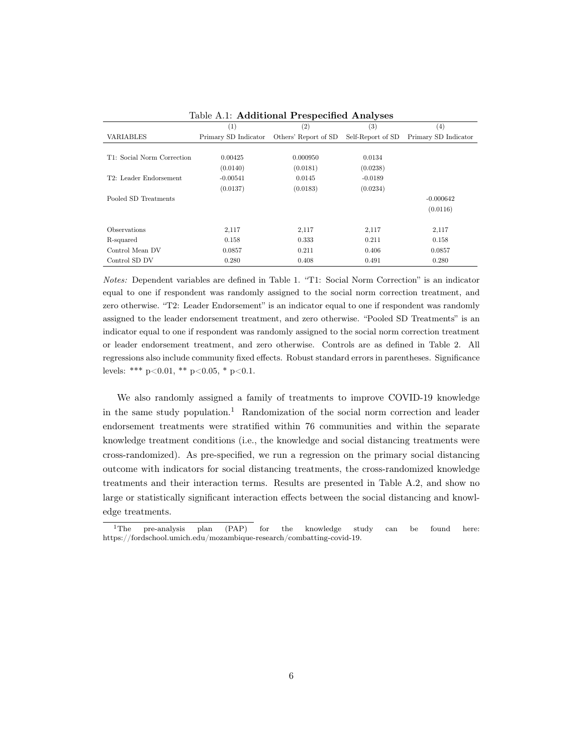Table A.1: **Additional Prespecified Analyses**

| | (1) | (2) | (3) | (4) |
|---|---|---|---|---|
| VARIABLES | Primary SD Indicator | Others' Report of SD | Self-Report of SD | Primary SD Indicator |
| T1: Social Norm Correction | 0.00425 | 0.000950 | 0.0134 | |
| | (0.0140) | (0.0181) | (0.0238) | |
| T2: Leader Endorsement | -0.00541 | 0.0145 | -0.0189 | |
| | (0.0137) | (0.0183) | (0.0234) | |
| Pooled SD Treatments | | | | -0.000642 |
| | | | | (0.0116) |
| Observations | 2,117 | 2,117 | 2,117 | 2,117 |
| R-squared | 0.158 | 0.333 | 0.211 | 0.158 |
| Control Mean DV | 0.0857 | 0.211 | 0.406 | 0.0857 |
| Control SD DV | 0.280 | 0.408 | 0.491 | 0.280 |

*Notes:* Dependent variables are defined in Table 1. "T1: Social Norm Correction" is an indicator equal to one if respondent was randomly assigned to the social norm correction treatment, and zero otherwise. "T2: Leader Endorsement" is an indicator equal to one if respondent was randomly assigned to the leader endorsement treatment, and zero otherwise. "Pooled SD Treatments" is an indicator equal to one if respondent was randomly assigned to the social norm correction treatment or leader endorsement treatment, and zero otherwise. Controls are as defined in Table 2. All regressions also include community fixed effects. Robust standard errors in parentheses. Significance levels: *** p<0.01, ** p<0.05, * p<0.1.

We also randomly assigned a family of treatments to improve COVID-19 knowledge in the same study population.[1] Randomization of the social norm correction and leader endorsement treatments were stratified within 76 communities and within the separate knowledge treatment conditions (i.e., the knowledge and social distancing treatments were cross-randomized). As pre-specified, we run a regression on the primary social distancing outcome with indicators for social distancing treatments, the cross-randomized knowledge treatments and their interaction terms. Results are presented in Table A.2, and show no large or statistically significant interaction effects between the social distancing and knowledge treatments.

[1] The pre-analysis plan (PAP) for the knowledge study can be found here: https://fordschool.umich.edu/mozambique-research/combatting-covid-19.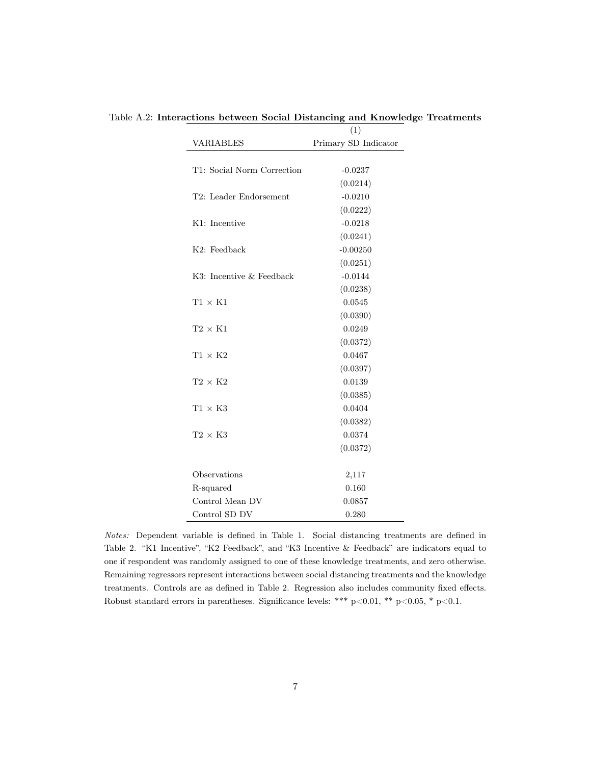Table A.2: **Interactions between Social Distancing and Knowledge Treatments**

| | (1) |
|---|---|
| VARIABLES | Primary SD Indicator |
| T1: Social Norm Correction | -0.0237 |
| | (0.0214) |
| T2: Leader Endorsement | -0.0210 |
| | (0.0222) |
| K1: Incentive | -0.0218 |
| | (0.0241) |
| K2: Feedback | -0.00250 |
| | (0.0251) |
| K3: Incentive & Feedback | -0.0144 |
| | (0.0238) |
| T1 × K1 | 0.0545 |
| | (0.0390) |
| T2 × K1 | 0.0249 |
| | (0.0372) |
| T1 × K2 | 0.0467 |
| | (0.0397) |
| T2 × K2 | 0.0139 |
| | (0.0385) |
| T1 × K3 | 0.0404 |
| | (0.0382) |
| T2 × K3 | 0.0374 |
| | (0.0372) |
| Observations | 2,117 |
| R-squared | 0.160 |
| Control Mean DV | 0.0857 |
| Control SD DV | 0.280 |

*Notes:* Dependent variable is defined in Table 1. Social distancing treatments are defined in Table 2. "K1 Incentive", "K2 Feedback", and "K3 Incentive & Feedback" are indicators equal to one if respondent was randomly assigned to one of these knowledge treatments, and zero otherwise. Remaining regressors represent interactions between social distancing treatments and the knowledge treatments. Controls are as defined in Table 2. Regression also includes community fixed effects. Robust standard errors in parentheses. Significance levels: *** $p<0.01$, ** $p<0.05$, * $p<0.1$.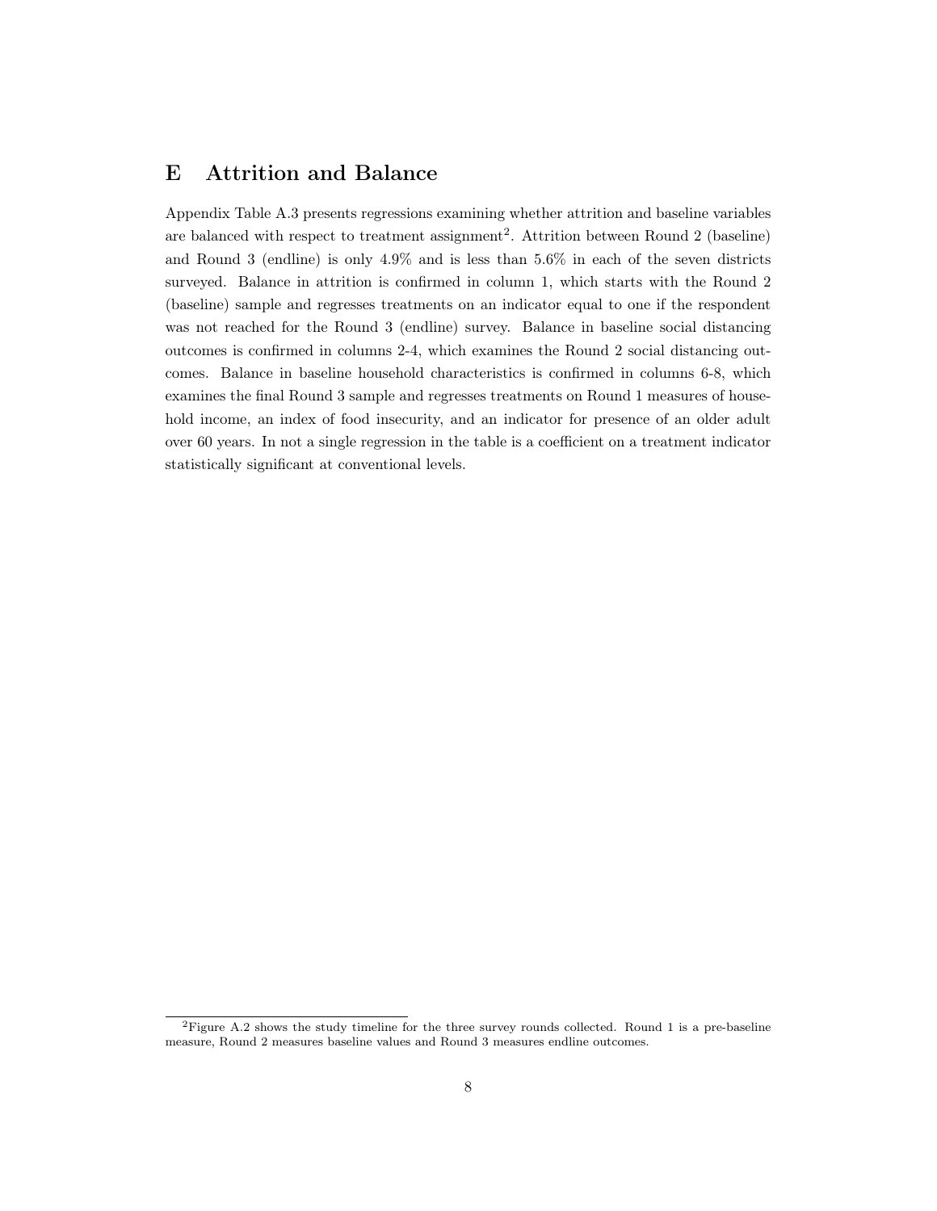# E Attrition and Balance

Appendix Table A.3 presents regressions examining whether attrition and baseline variables are balanced with respect to treatment assignment[2]. Attrition between Round 2 (baseline) and Round 3 (endline) is only 4.9% and is less than 5.6% in each of the seven districts surveyed. Balance in attrition is confirmed in column 1, which starts with the Round 2 (baseline) sample and regresses treatments on an indicator equal to one if the respondent was not reached for the Round 3 (endline) survey. Balance in baseline social distancing outcomes is confirmed in columns 2-4, which examines the Round 2 social distancing outcomes. Balance in baseline household characteristics is confirmed in columns 6-8, which examines the final Round 3 sample and regresses treatments on Round 1 measures of household income, an index of food insecurity, and an indicator for presence of an older adult over 60 years. In not a single regression in the table is a coefficient on a treatment indicator statistically significant at conventional levels.

[2] Figure A.2 shows the study timeline for the three survey rounds collected. Round 1 is a pre-baseline measure, Round 2 measures baseline values and Round 3 measures endline outcomes.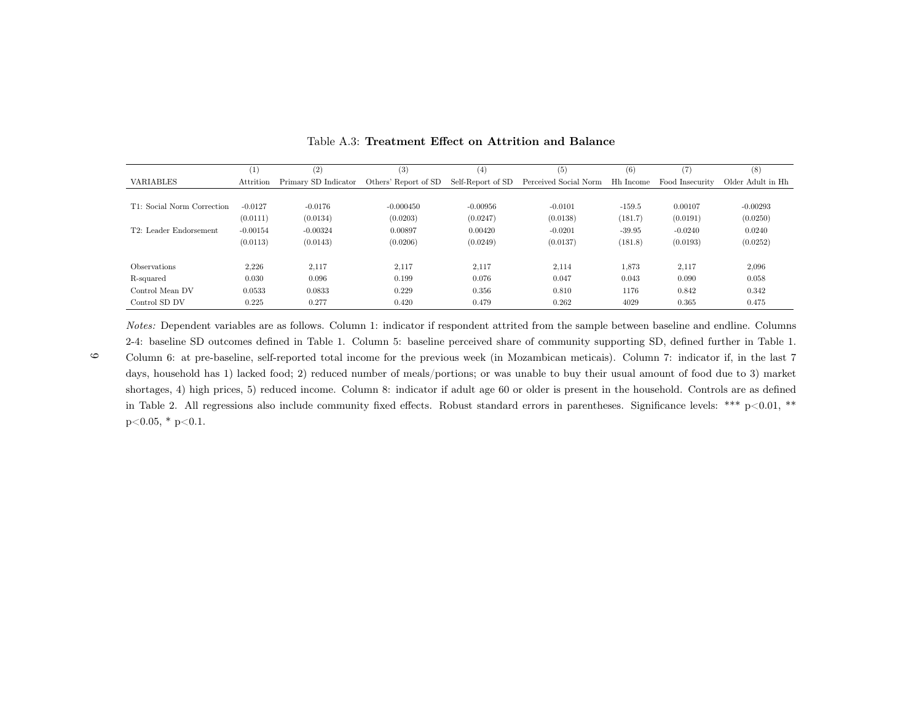Table A.3: **Treatment Effect on Attrition and Balance**

| VARIABLES | (1) Attrition | (2) Primary SD Indicator | (3) Others' Report of SD | (4) Self-Report of SD | (5) Perceived Social Norm | (6) Hh Income | (7) Food Insecurity | (8) Older Adult in Hh |
|---|---|---|---|---|---|---|---|---|
| T1: Social Norm Correction | -0.0127 | -0.0176 | -0.000450 | -0.00956 | -0.0101 | -159.5 | 0.00107 | -0.00293 |
| | (0.0111) | (0.0134) | (0.0203) | (0.0247) | (0.0138) | (181.7) | (0.0191) | (0.0250) |
| T2: Leader Endorsement | -0.00154 | -0.00324 | 0.00897 | 0.00420 | -0.0201 | -39.95 | -0.0240 | 0.0240 |
| | (0.0113) | (0.0143) | (0.0206) | (0.0249) | (0.0137) | (181.8) | (0.0193) | (0.0252) |
| Observations | 2,226 | 2,117 | 2,117 | 2,117 | 2,114 | 1,873 | 2,117 | 2,096 |
| R-squared | 0.030 | 0.096 | 0.199 | 0.076 | 0.047 | 0.043 | 0.090 | 0.058 |
| Control Mean DV | 0.0533 | 0.0833 | 0.229 | 0.356 | 0.810 | 1176 | 0.842 | 0.342 |
| Control SD DV | 0.225 | 0.277 | 0.420 | 0.479 | 0.262 | 4029 | 0.365 | 0.475 |

*Notes:* Dependent variables are as follows. Column 1: indicator if respondent attrited from the sample between baseline and endline. Columns 2-4: baseline SD outcomes defined in Table 1. Column 5: baseline perceived share of community supporting SD, defined further in Table 1. Column 6: at pre-baseline, self-reported total income for the previous week (in Mozambican meticais). Column 7: indicator if, in the last 7 days, household has 1) lacked food; 2) reduced number of meals/portions; or was unable to buy their usual amount of food due to 3) market shortages, 4) high prices, 5) reduced income. Column 8: indicator if adult age 60 or older is present in the household. Controls are as defined in Table 2. All regressions also include community fixed effects. Robust standard errors in parentheses. Significance levels: *** $p<0.01$, ** $p<0.05$, * $p<0.1$.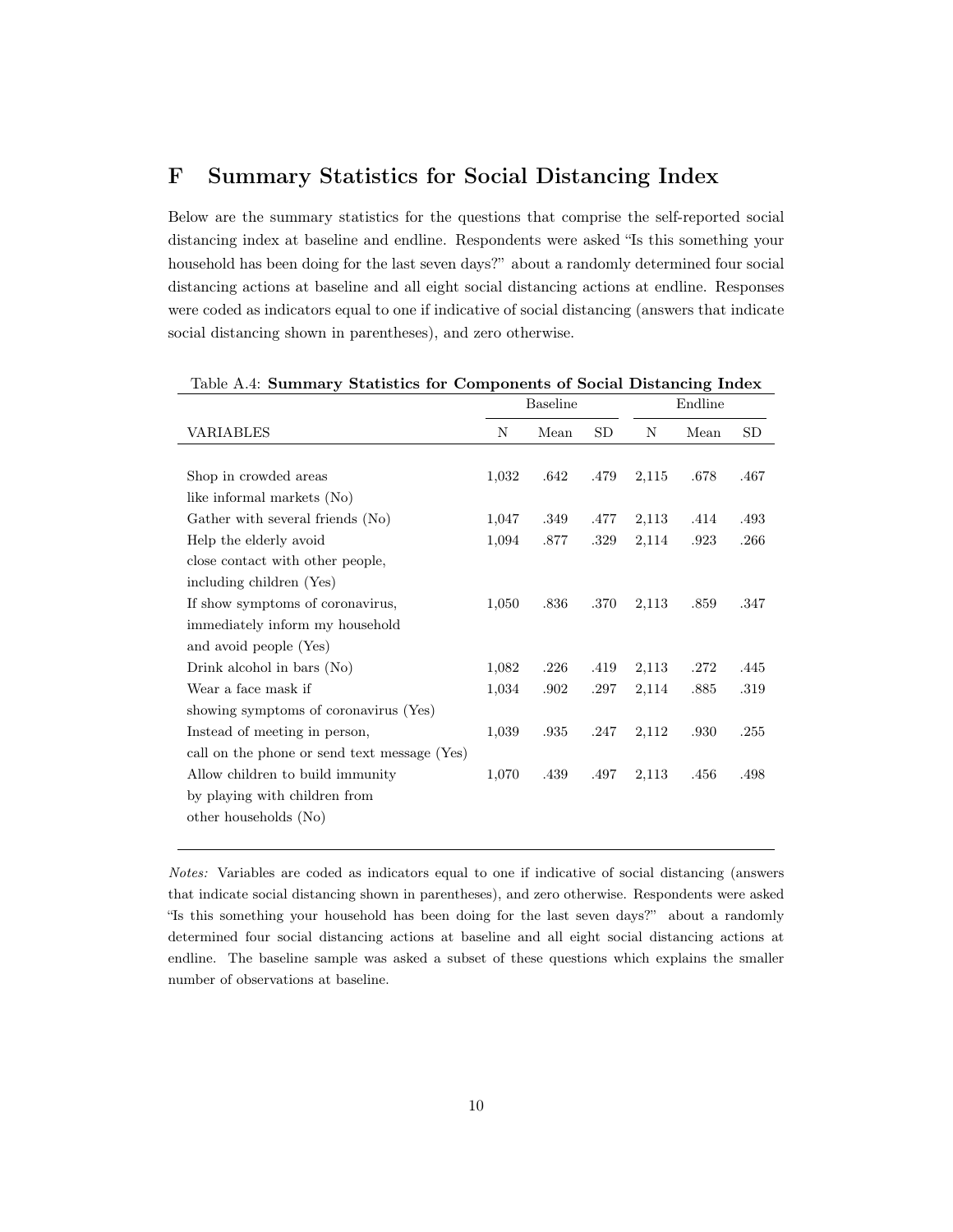# F Summary Statistics for Social Distancing Index

Below are the summary statistics for the questions that comprise the self-reported social distancing index at baseline and endline. Respondents were asked "Is this something your household has been doing for the last seven days?" about a randomly determined four social distancing actions at baseline and all eight social distancing actions at endline. Responses were coded as indicators equal to one if indicative of social distancing (answers that indicate social distancing shown in parentheses), and zero otherwise.

Table A.4: **Summary Statistics for Components of Social Distancing Index**

| | Baseline | | | Endline | | |
|---|---|---|---|---|---|---|
| VARIABLES | N | Mean | SD | N | Mean | SD |
| Shop in crowded areas like informal markets (No) | 1,032 | .642 | .479 | 2,115 | .678 | .467 |
| Gather with several friends (No) | 1,047 | .349 | .477 | 2,113 | .414 | .493 |
| Help the elderly avoid close contact with other people, including children (Yes) | 1,094 | .877 | .329 | 2,114 | .923 | .266 |
| If show symptoms of coronavirus, immediately inform my household and avoid people (Yes) | 1,050 | .836 | .370 | 2,113 | .859 | .347 |
| Drink alcohol in bars (No) | 1,082 | .226 | .419 | 2,113 | .272 | .445 |
| Wear a face mask if showing symptoms of coronavirus (Yes) | 1,034 | .902 | .297 | 2,114 | .885 | .319 |
| Instead of meeting in person, call on the phone or send text message (Yes) | 1,039 | .935 | .247 | 2,112 | .930 | .255 |
| Allow children to build immunity by playing with children from other households (No) | 1,070 | .439 | .497 | 2,113 | .456 | .498 |

*Notes:* Variables are coded as indicators equal to one if indicative of social distancing (answers that indicate social distancing shown in parentheses), and zero otherwise. Respondents were asked "Is this something your household has been doing for the last seven days?" about a randomly determined four social distancing actions at baseline and all eight social distancing actions at endline. The baseline sample was asked a subset of these questions which explains the smaller number of observations at baseline.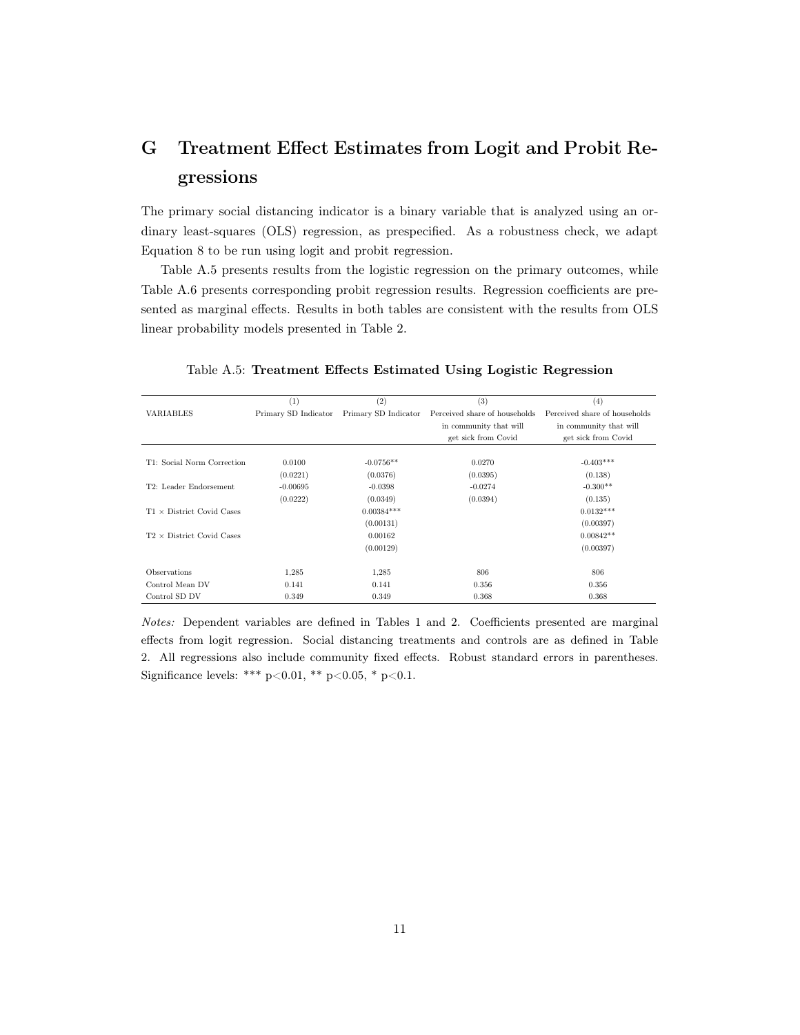# G Treatment Effect Estimates from Logit and Probit Regressions

The primary social distancing indicator is a binary variable that is analyzed using an ordinary least-squares (OLS) regression, as prespecified. As a robustness check, we adapt Equation 8 to be run using logit and probit regression.

Table A.5 presents results from the logistic regression on the primary outcomes, while Table A.6 presents corresponding probit regression results. Regression coefficients are presented as marginal effects. Results in both tables are consistent with the results from OLS linear probability models presented in Table 2.

Table A.5: **Treatment Effects Estimated Using Logistic Regression**

| VARIABLES | (1) Primary SD Indicator | (2) Primary SD Indicator | (3) Perceived share of households in community that will get sick from Covid | (4) Perceived share of households in community that will get sick from Covid |
|---|---|---|---|---|
| T1: Social Norm Correction | 0.0100 | -0.0756** | 0.0270 | -0.403*** |
| | (0.0221) | (0.0376) | (0.0395) | (0.138) |
| T2: Leader Endorsement | -0.00695 | -0.0398 | -0.0274 | -0.300** |
| | (0.0222) | (0.0349) | (0.0394) | (0.135) |
| T1 × District Covid Cases | | 0.00384*** | | 0.0132*** |
| | | (0.00131) | | (0.00397) |
| T2 × District Covid Cases | | 0.00162 | | 0.00842** |
| | | (0.00129) | | (0.00397) |
| Observations | 1,285 | 1,285 | 806 | 806 |
| Control Mean DV | 0.141 | 0.141 | 0.356 | 0.356 |
| Control SD DV | 0.349 | 0.349 | 0.368 | 0.368 |

*Notes:* Dependent variables are defined in Tables 1 and 2. Coefficients presented are marginal effects from logit regression. Social distancing treatments and controls are as defined in Table 2. All regressions also include community fixed effects. Robust standard errors in parentheses. Significance levels: *** p<0.01, ** p<0.05, * p<0.1.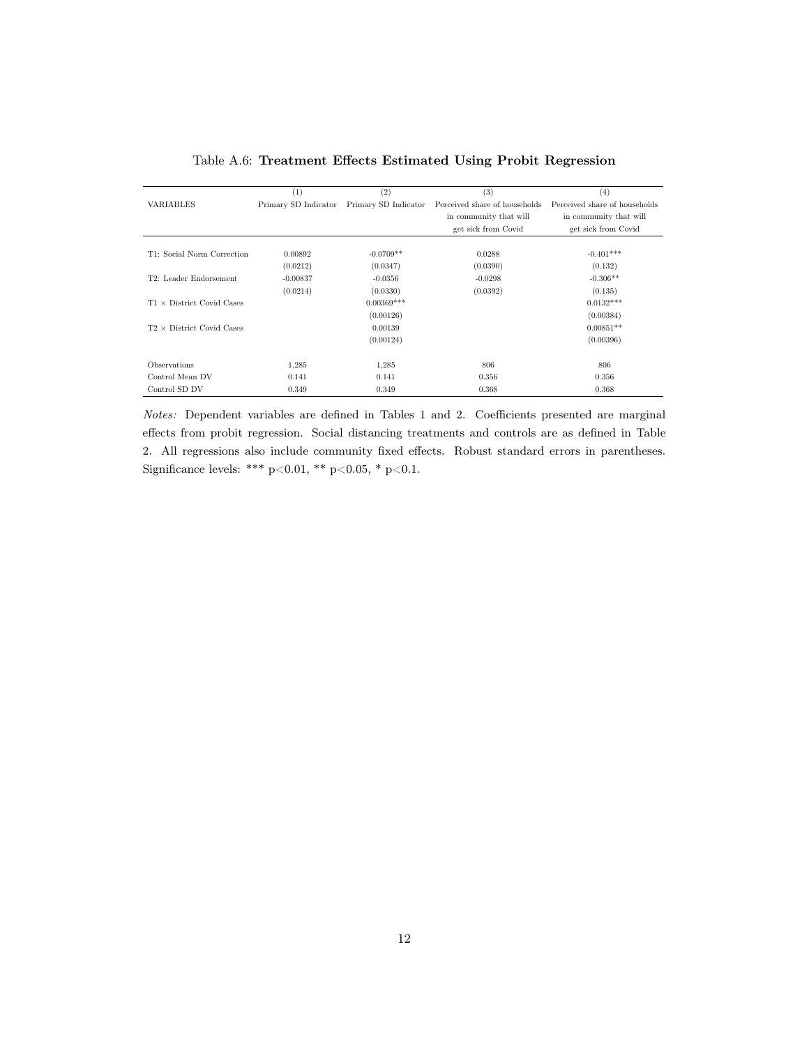Table A.6: **Treatment Effects Estimated Using Probit Regression**

| VARIABLES | (1) Primary SD Indicator | (2) Primary SD Indicator | (3) Perceived share of households in community that will get sick from Covid | (4) Perceived share of households in community that will get sick from Covid |
|---|---|---|---|---|
| T1: Social Norm Correction | 0.00892 | -0.0709** | 0.0288 | -0.401*** |
| | (0.0212) | (0.0347) | (0.0390) | (0.132) |
| T2: Leader Endorsement | -0.00837 | -0.0356 | -0.0298 | -0.306** |
| | (0.0214) | (0.0330) | (0.0392) | (0.135) |
| T1 × District Covid Cases | | 0.00369*** | | 0.0132*** |
| | | (0.00126) | | (0.00384) |
| T2 × District Covid Cases | | 0.00139 | | 0.00851** |
| | | (0.00124) | | (0.00396) |
| Observations | 1,285 | 1,285 | 806 | 806 |
| Control Mean DV | 0.141 | 0.141 | 0.356 | 0.356 |
| Control SD DV | 0.349 | 0.349 | 0.368 | 0.368 |

*Notes:* Dependent variables are defined in Tables 1 and 2. Coefficients presented are marginal effects from probit regression. Social distancing treatments and controls are as defined in Table 2. All regressions also include community fixed effects. Robust standard errors in parentheses. Significance levels: *** $p<0.01$, ** $p<0.05$, * $p<0.1$.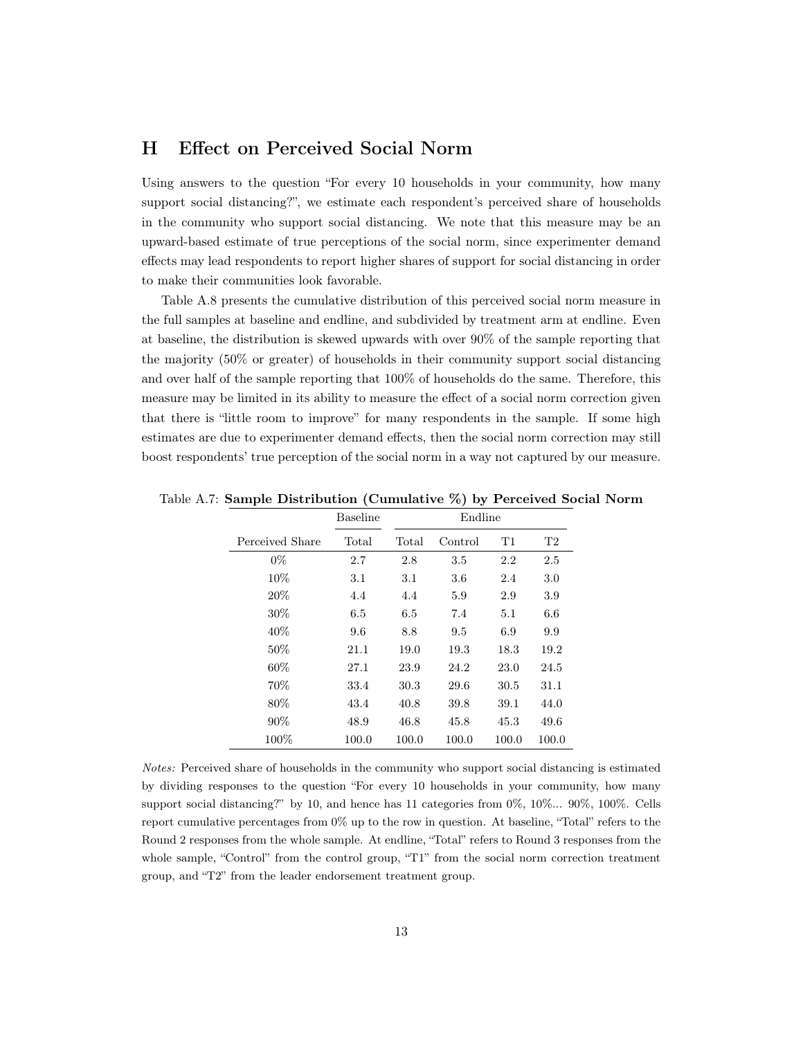## H Effect on Perceived Social Norm

Using answers to the question "For every 10 households in your community, how many support social distancing?", we estimate each respondent's perceived share of households in the community who support social distancing. We note that this measure may be an upward-based estimate of true perceptions of the social norm, since experimenter demand effects may lead respondents to report higher shares of support for social distancing in order to make their communities look favorable.

Table A.8 presents the cumulative distribution of this perceived social norm measure in the full samples at baseline and endline, and subdivided by treatment arm at endline. Even at baseline, the distribution is skewed upwards with over 90% of the sample reporting that the majority (50% or greater) of households in their community support social distancing and over half of the sample reporting that 100% of households do the same. Therefore, this measure may be limited in its ability to measure the effect of a social norm correction given that there is "little room to improve" for many respondents in the sample. If some high estimates are due to experimenter demand effects, then the social norm correction may still boost respondents' true perception of the social norm in a way not captured by our measure.

Table A.7: **Sample Distribution (Cumulative %) by Perceived Social Norm**

| | Baseline | Endline | | | |
|---|---|---|---|---|---|
| Perceived Share | Total | Total | Control | T1 | T2 |
| 0% | 2.7 | 2.8 | 3.5 | 2.2 | 2.5 |
| 10% | 3.1 | 3.1 | 3.6 | 2.4 | 3.0 |
| 20% | 4.4 | 4.4 | 5.9 | 2.9 | 3.9 |
| 30% | 6.5 | 6.5 | 7.4 | 5.1 | 6.6 |
| 40% | 9.6 | 8.8 | 9.5 | 6.9 | 9.9 |
| 50% | 21.1 | 19.0 | 19.3 | 18.3 | 19.2 |
| 60% | 27.1 | 23.9 | 24.2 | 23.0 | 24.5 |
| 70% | 33.4 | 30.3 | 29.6 | 30.5 | 31.1 |
| 80% | 43.4 | 40.8 | 39.8 | 39.1 | 44.0 |
| 90% | 48.9 | 46.8 | 45.8 | 45.3 | 49.6 |
| 100% | 100.0 | 100.0 | 100.0 | 100.0 | 100.0 |

*Notes:* Perceived share of households in the community who support social distancing is estimated by dividing responses to the question "For every 10 households in your community, how many support social distancing?" by 10, and hence has 11 categories from 0%, 10%... 90%, 100%. Cells report cumulative percentages from 0% up to the row in question. At baseline, "Total" refers to the Round 2 responses from the whole sample. At endline, "Total" refers to Round 3 responses from the whole sample, "Control" from the control group, "T1" from the social norm correction treatment group, and "T2" from the leader endorsement treatment group.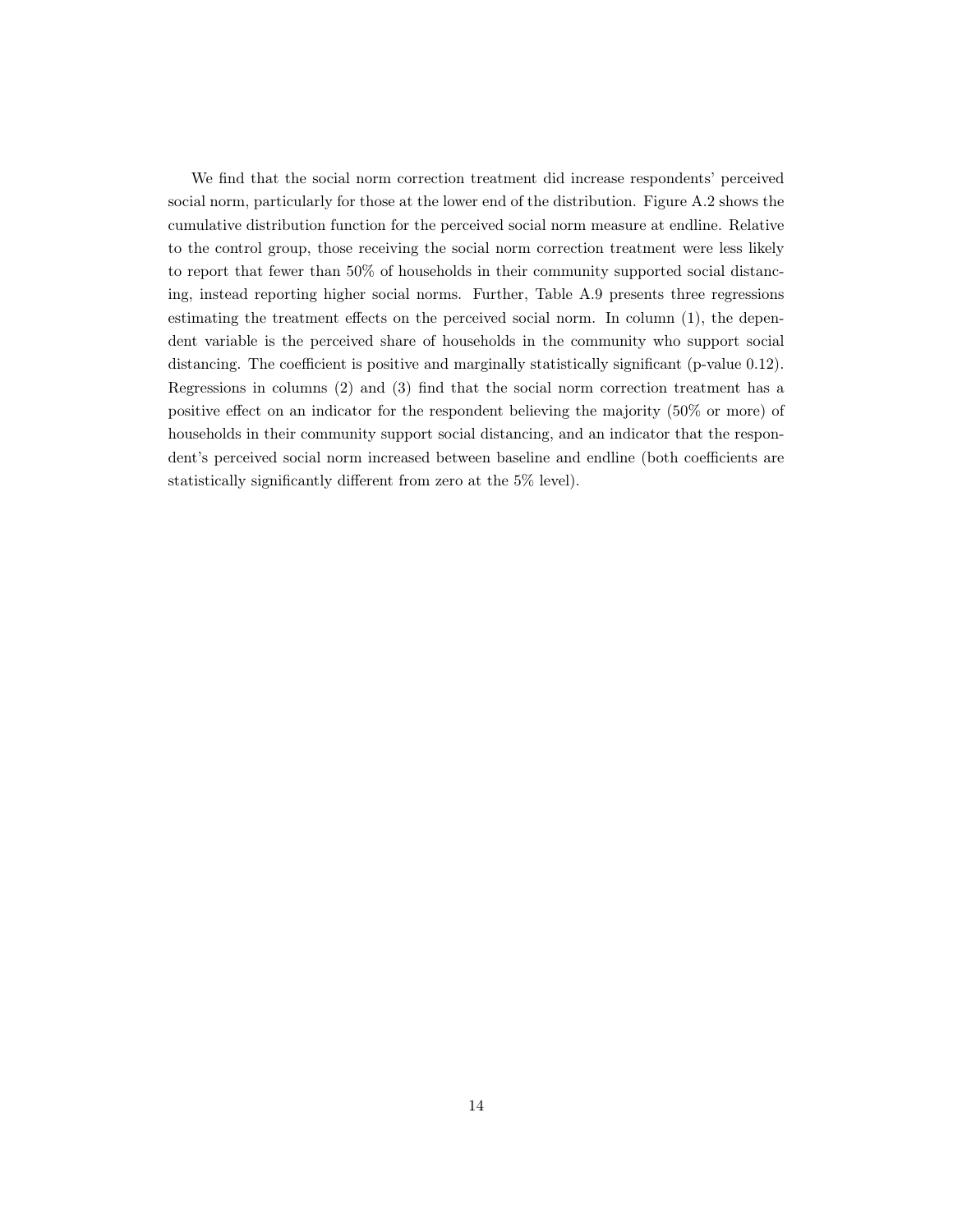We find that the social norm correction treatment did increase respondents' perceived social norm, particularly for those at the lower end of the distribution. Figure A.2 shows the cumulative distribution function for the perceived social norm measure at endline. Relative to the control group, those receiving the social norm correction treatment were less likely to report that fewer than 50% of households in their community supported social distancing, instead reporting higher social norms. Further, Table A.9 presents three regressions estimating the treatment effects on the perceived social norm. In column (1), the dependent variable is the perceived share of households in the community who support social distancing. The coefficient is positive and marginally statistically significant (p-value 0.12). Regressions in columns (2) and (3) find that the social norm correction treatment has a positive effect on an indicator for the respondent believing the majority (50% or more) of households in their community support social distancing, and an indicator that the respondent's perceived social norm increased between baseline and endline (both coefficients are statistically significantly different from zero at the 5% level).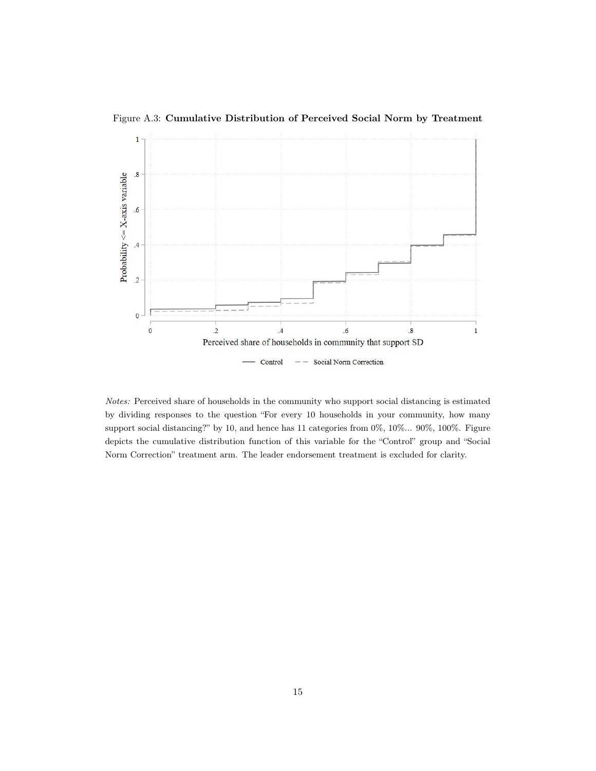Figure A.3: **Cumulative Distribution of Perceived Social Norm by Treatment**

*Notes:* Perceived share of households in the community who support social distancing is estimated by dividing responses to the question "For every 10 households in your community, how many support social distancing?" by 10, and hence has 11 categories from 0%, 10%... 90%, 100%. Figure depicts the cumulative distribution function of this variable for the "Control" group and "Social Norm Correction" treatment arm. The leader endorsement treatment is excluded for clarity.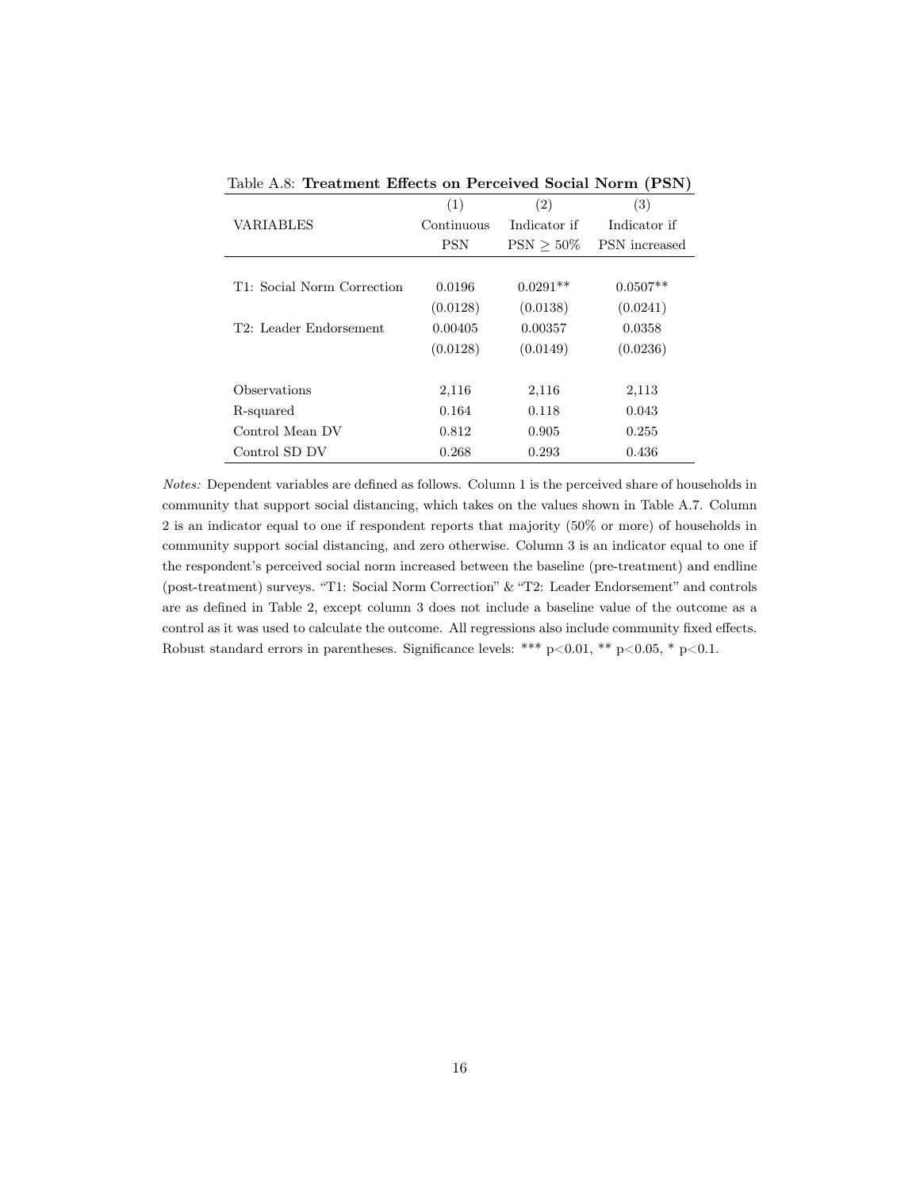Table A.8: **Treatment Effects on Perceived Social Norm (PSN)**

| VARIABLES | (1) Continuous PSN | (2) Indicator if PSN $\geq$ 50% | (3) Indicator if PSN increased |
|---|---|---|---|
| T1: Social Norm Correction | 0.0196 | 0.0291** | 0.0507** |
| | (0.0128) | (0.0138) | (0.0241) |
| T2: Leader Endorsement | 0.00405 | 0.00357 | 0.0358 |
| | (0.0128) | (0.0149) | (0.0236) |
| Observations | 2,116 | 2,116 | 2,113 |
| R-squared | 0.164 | 0.118 | 0.043 |
| Control Mean DV | 0.812 | 0.905 | 0.255 |
| Control SD DV | 0.268 | 0.293 | 0.436 |

*Notes:* Dependent variables are defined as follows. Column 1 is the perceived share of households in community that support social distancing, which takes on the values shown in Table A.7. Column 2 is an indicator equal to one if respondent reports that majority (50% or more) of households in community support social distancing, and zero otherwise. Column 3 is an indicator equal to one if the respondent's perceived social norm increased between the baseline (pre-treatment) and endline (post-treatment) surveys. "T1: Social Norm Correction" & "T2: Leader Endorsement" and controls are as defined in Table 2, except column 3 does not include a baseline value of the outcome as a control as it was used to calculate the outcome. All regressions also include community fixed effects. Robust standard errors in parentheses. Significance levels: *** p<0.01, ** p<0.05, * p<0.1.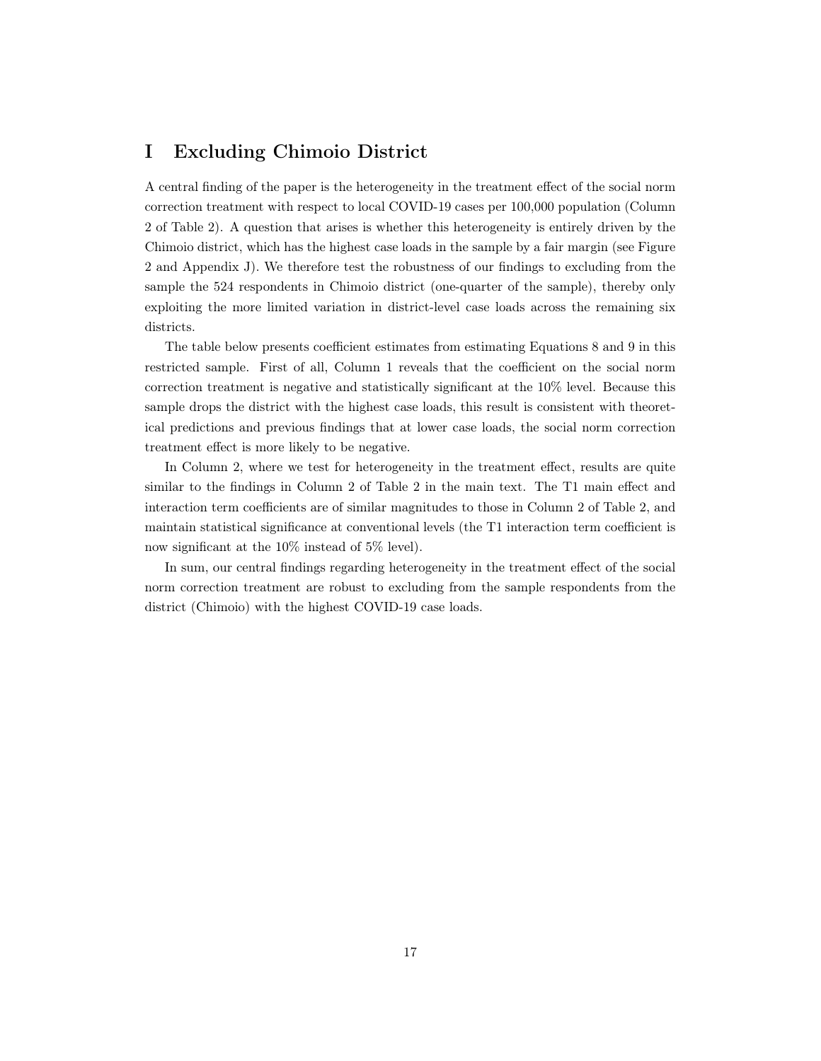# I Excluding Chimoio District

A central finding of the paper is the heterogeneity in the treatment effect of the social norm correction treatment with respect to local COVID-19 cases per 100,000 population (Column 2 of Table 2). A question that arises is whether this heterogeneity is entirely driven by the Chimoio district, which has the highest case loads in the sample by a fair margin (see Figure 2 and Appendix J). We therefore test the robustness of our findings to excluding from the sample the 524 respondents in Chimoio district (one-quarter of the sample), thereby only exploiting the more limited variation in district-level case loads across the remaining six districts.

The table below presents coefficient estimates from estimating Equations 8 and 9 in this restricted sample. First of all, Column 1 reveals that the coefficient on the social norm correction treatment is negative and statistically significant at the 10% level. Because this sample drops the district with the highest case loads, this result is consistent with theoretical predictions and previous findings that at lower case loads, the social norm correction treatment effect is more likely to be negative.

In Column 2, where we test for heterogeneity in the treatment effect, results are quite similar to the findings in Column 2 of Table 2 in the main text. The T1 main effect and interaction term coefficients are of similar magnitudes to those in Column 2 of Table 2, and maintain statistical significance at conventional levels (the T1 interaction term coefficient is now significant at the 10% instead of 5% level).

In sum, our central findings regarding heterogeneity in the treatment effect of the social norm correction treatment are robust to excluding from the sample respondents from the district (Chimoio) with the highest COVID-19 case loads.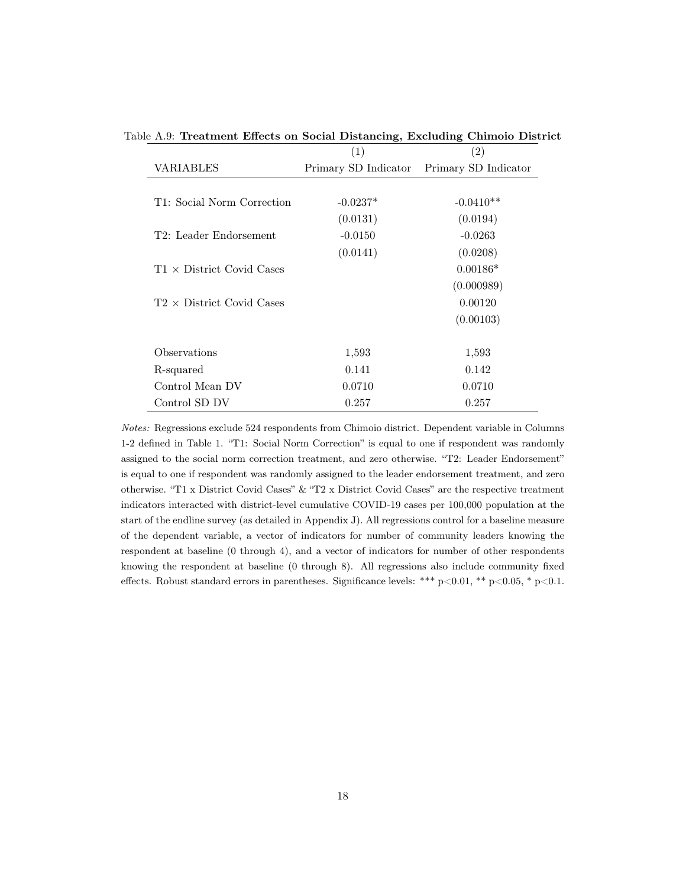Table A.9: **Treatment Effects on Social Distancing, Excluding Chimoio District**

| | (1) | (2) |
|---|---|---|
| VARIABLES | Primary SD Indicator | Primary SD Indicator |
| | | |
| T1: Social Norm Correction | -0.0237* | -0.0410** |
| | (0.0131) | (0.0194) |
| T2: Leader Endorsement | -0.0150 | -0.0263 |
| | (0.0141) | (0.0208) |
| T1 × District Covid Cases | | 0.00186* |
| | | (0.000989) |
| T2 × District Covid Cases | | 0.00120 |
| | | (0.00103) |
| | | |
| Observations | 1,593 | 1,593 |
| R-squared | 0.141 | 0.142 |
| Control Mean DV | 0.0710 | 0.0710 |
| Control SD DV | 0.257 | 0.257 |

*Notes:* Regressions exclude 524 respondents from Chimoio district. Dependent variable in Columns 1-2 defined in Table 1. "T1: Social Norm Correction" is equal to one if respondent was randomly assigned to the social norm correction treatment, and zero otherwise. "T2: Leader Endorsement" is equal to one if respondent was randomly assigned to the leader endorsement treatment, and zero otherwise. "T1 x District Covid Cases" & "T2 x District Covid Cases" are the respective treatment indicators interacted with district-level cumulative COVID-19 cases per 100,000 population at the start of the endline survey (as detailed in Appendix J). All regressions control for a baseline measure of the dependent variable, a vector of indicators for number of community leaders knowing the respondent at baseline (0 through 4), and a vector of indicators for number of other respondents knowing the respondent at baseline (0 through 8). All regressions also include community fixed effects. Robust standard errors in parentheses. Significance levels: *** $p<0.01$, ** $p<0.05$, * $p<0.1$.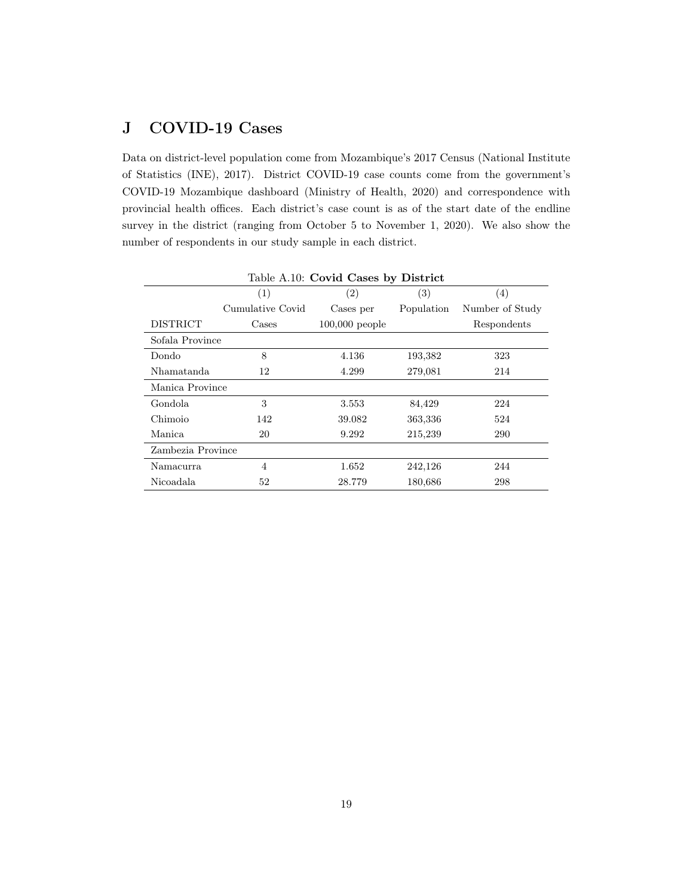## J COVID-19 Cases

Data on district-level population come from Mozambique's 2017 Census (National Institute of Statistics (INE), 2017). District COVID-19 case counts come from the government's COVID-19 Mozambique dashboard (Ministry of Health, 2020) and correspondence with provincial health offices. Each district's case count is as of the start date of the endline survey in the district (ranging from October 5 to November 1, 2020). We also show the number of respondents in our study sample in each district.

Table A.10: **Covid Cases by District**

| | (1) | (2) | (3) | (4) |
|---|---|---|---|---|
| | Cumulative Covid | Cases per | Population | Number of Study |
| DISTRICT | Cases | 100,000 people | | Respondents |
| Sofala Province | | | | |
| Dondo | 8 | 4.136 | 193,382 | 323 |
| Nhamatanda | 12 | 4.299 | 279,081 | 214 |
| Manica Province | | | | |
| Gondola | 3 | 3.553 | 84,429 | 224 |
| Chimoio | 142 | 39.082 | 363,336 | 524 |
| Manica | 20 | 9.292 | 215,239 | 290 |
| Zambezia Province | | | | |
| Namacurra | 4 | 1.652 | 242,126 | 244 |
| Nicoadala | 52 | 28.779 | 180,686 | 298 |